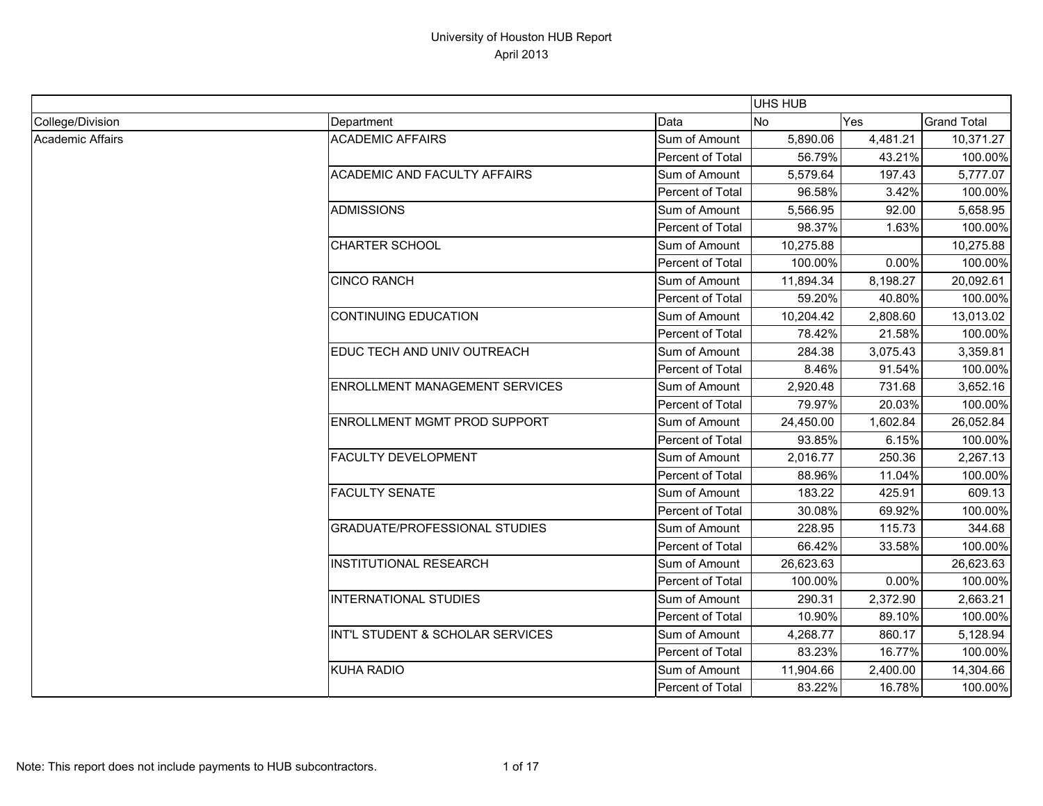# University of Houston HUB Report
## April 2013

| | | | UHS HUB | | |
|---|---|---|---|---|---|
| College/Division | Department | Data | No | Yes | Grand Total |
| Academic Affairs | ACADEMIC AFFAIRS | Sum of Amount | 5,890.06 | 4,481.21 | 10,371.27 |
| | | Percent of Total | 56.79% | 43.21% | 100.00% |
| | ACADEMIC AND FACULTY AFFAIRS | Sum of Amount | 5,579.64 | 197.43 | 5,777.07 |
| | | Percent of Total | 96.58% | 3.42% | 100.00% |
| | ADMISSIONS | Sum of Amount | 5,566.95 | 92.00 | 5,658.95 |
| | | Percent of Total | 98.37% | 1.63% | 100.00% |
| | CHARTER SCHOOL | Sum of Amount | 10,275.88 | | 10,275.88 |
| | | Percent of Total | 100.00% | 0.00% | 100.00% |
| | CINCO RANCH | Sum of Amount | 11,894.34 | 8,198.27 | 20,092.61 |
| | | Percent of Total | 59.20% | 40.80% | 100.00% |
| | CONTINUING EDUCATION | Sum of Amount | 10,204.42 | 2,808.60 | 13,013.02 |
| | | Percent of Total | 78.42% | 21.58% | 100.00% |
| | EDUC TECH AND UNIV OUTREACH | Sum of Amount | 284.38 | 3,075.43 | 3,359.81 |
| | | Percent of Total | 8.46% | 91.54% | 100.00% |
| | ENROLLMENT MANAGEMENT SERVICES | Sum of Amount | 2,920.48 | 731.68 | 3,652.16 |
| | | Percent of Total | 79.97% | 20.03% | 100.00% |
| | ENROLLMENT MGMT PROD SUPPORT | Sum of Amount | 24,450.00 | 1,602.84 | 26,052.84 |
| | | Percent of Total | 93.85% | 6.15% | 100.00% |
| | FACULTY DEVELOPMENT | Sum of Amount | 2,016.77 | 250.36 | 2,267.13 |
| | | Percent of Total | 88.96% | 11.04% | 100.00% |
| | FACULTY SENATE | Sum of Amount | 183.22 | 425.91 | 609.13 |
| | | Percent of Total | 30.08% | 69.92% | 100.00% |
| | GRADUATE/PROFESSIONAL STUDIES | Sum of Amount | 228.95 | 115.73 | 344.68 |
| | | Percent of Total | 66.42% | 33.58% | 100.00% |
| | INSTITUTIONAL RESEARCH | Sum of Amount | 26,623.63 | | 26,623.63 |
| | | Percent of Total | 100.00% | 0.00% | 100.00% |
| | INTERNATIONAL STUDIES | Sum of Amount | 290.31 | 2,372.90 | 2,663.21 |
| | | Percent of Total | 10.90% | 89.10% | 100.00% |
| | INT'L STUDENT & SCHOLAR SERVICES | Sum of Amount | 4,268.77 | 860.17 | 5,128.94 |
| | | Percent of Total | 83.23% | 16.77% | 100.00% |
| | KUHA RADIO | Sum of Amount | 11,904.66 | 2,400.00 | 14,304.66 |
| | | Percent of Total | 83.22% | 16.78% | 100.00% |

Note: This report does not include payments to HUB subcontractors.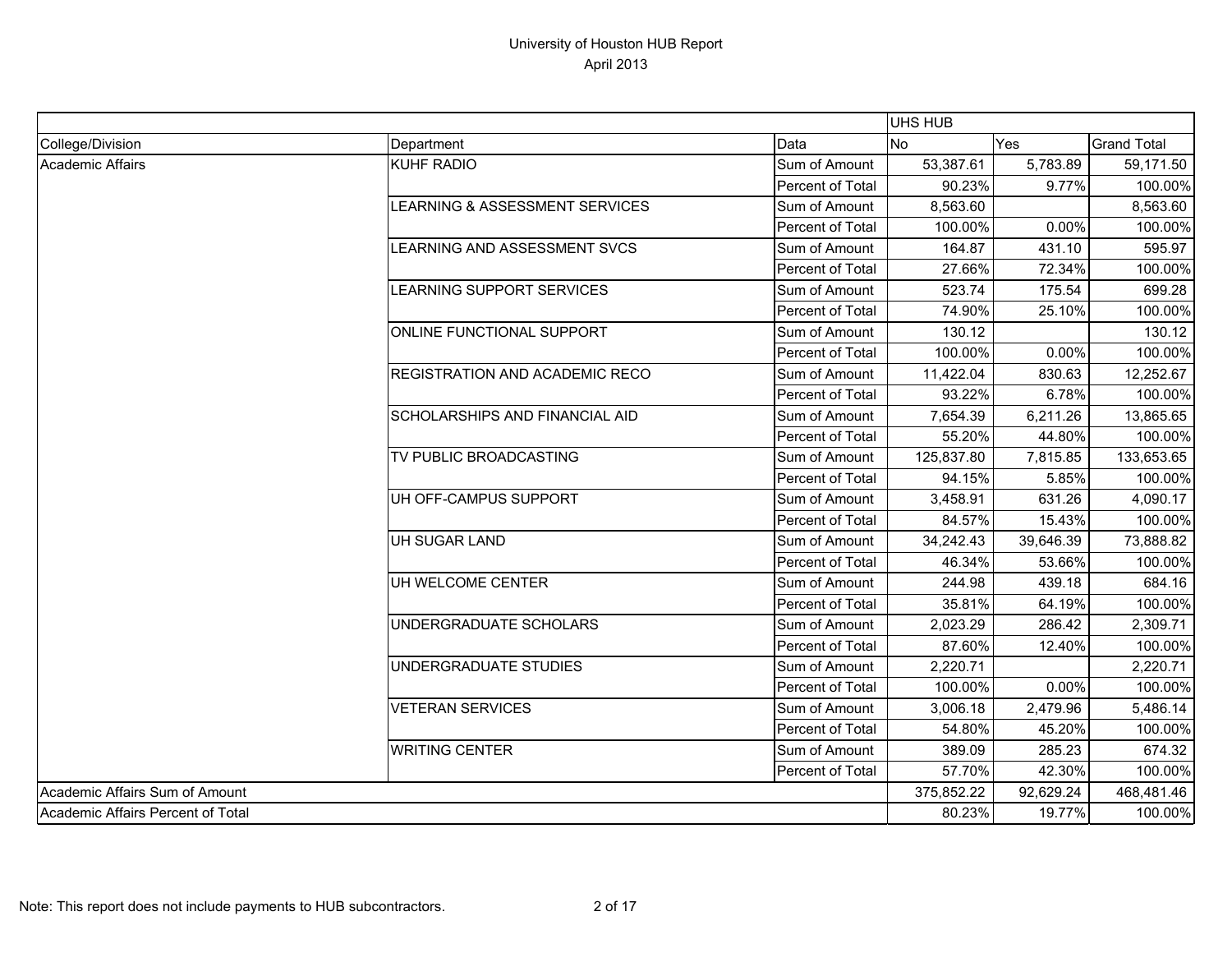University of Houston HUB Report
April 2013

| | | | UHS HUB | | |
|---|---|---|---|---|---|
| College/Division | Department | Data | No | Yes | Grand Total |
| Academic Affairs | KUHF RADIO | Sum of Amount | 53,387.61 | 5,783.89 | 59,171.50 |
| | | Percent of Total | 90.23% | 9.77% | 100.00% |
| | LEARNING & ASSESSMENT SERVICES | Sum of Amount | 8,563.60 | | 8,563.60 |
| | | Percent of Total | 100.00% | 0.00% | 100.00% |
| | LEARNING AND ASSESSMENT SVCS | Sum of Amount | 164.87 | 431.10 | 595.97 |
| | | Percent of Total | 27.66% | 72.34% | 100.00% |
| | LEARNING SUPPORT SERVICES | Sum of Amount | 523.74 | 175.54 | 699.28 |
| | | Percent of Total | 74.90% | 25.10% | 100.00% |
| | ONLINE FUNCTIONAL SUPPORT | Sum of Amount | 130.12 | | 130.12 |
| | | Percent of Total | 100.00% | 0.00% | 100.00% |
| | REGISTRATION AND ACADEMIC RECO | Sum of Amount | 11,422.04 | 830.63 | 12,252.67 |
| | | Percent of Total | 93.22% | 6.78% | 100.00% |
| | SCHOLARSHIPS AND FINANCIAL AID | Sum of Amount | 7,654.39 | 6,211.26 | 13,865.65 |
| | | Percent of Total | 55.20% | 44.80% | 100.00% |
| | TV PUBLIC BROADCASTING | Sum of Amount | 125,837.80 | 7,815.85 | 133,653.65 |
| | | Percent of Total | 94.15% | 5.85% | 100.00% |
| | UH OFF-CAMPUS SUPPORT | Sum of Amount | 3,458.91 | 631.26 | 4,090.17 |
| | | Percent of Total | 84.57% | 15.43% | 100.00% |
| | UH SUGAR LAND | Sum of Amount | 34,242.43 | 39,646.39 | 73,888.82 |
| | | Percent of Total | 46.34% | 53.66% | 100.00% |
| | UH WELCOME CENTER | Sum of Amount | 244.98 | 439.18 | 684.16 |
| | | Percent of Total | 35.81% | 64.19% | 100.00% |
| | UNDERGRADUATE SCHOLARS | Sum of Amount | 2,023.29 | 286.42 | 2,309.71 |
| | | Percent of Total | 87.60% | 12.40% | 100.00% |
| | UNDERGRADUATE STUDIES | Sum of Amount | 2,220.71 | | 2,220.71 |
| | | Percent of Total | 100.00% | 0.00% | 100.00% |
| | VETERAN SERVICES | Sum of Amount | 3,006.18 | 2,479.96 | 5,486.14 |
| | | Percent of Total | 54.80% | 45.20% | 100.00% |
| | WRITING CENTER | Sum of Amount | 389.09 | 285.23 | 674.32 |
| | | Percent of Total | 57.70% | 42.30% | 100.00% |
| Academic Affairs Sum of Amount | | | 375,852.22 | 92,629.24 | 468,481.46 |
| Academic Affairs Percent of Total | | | 80.23% | 19.77% | 100.00% |

Note: This report does not include payments to HUB subcontractors.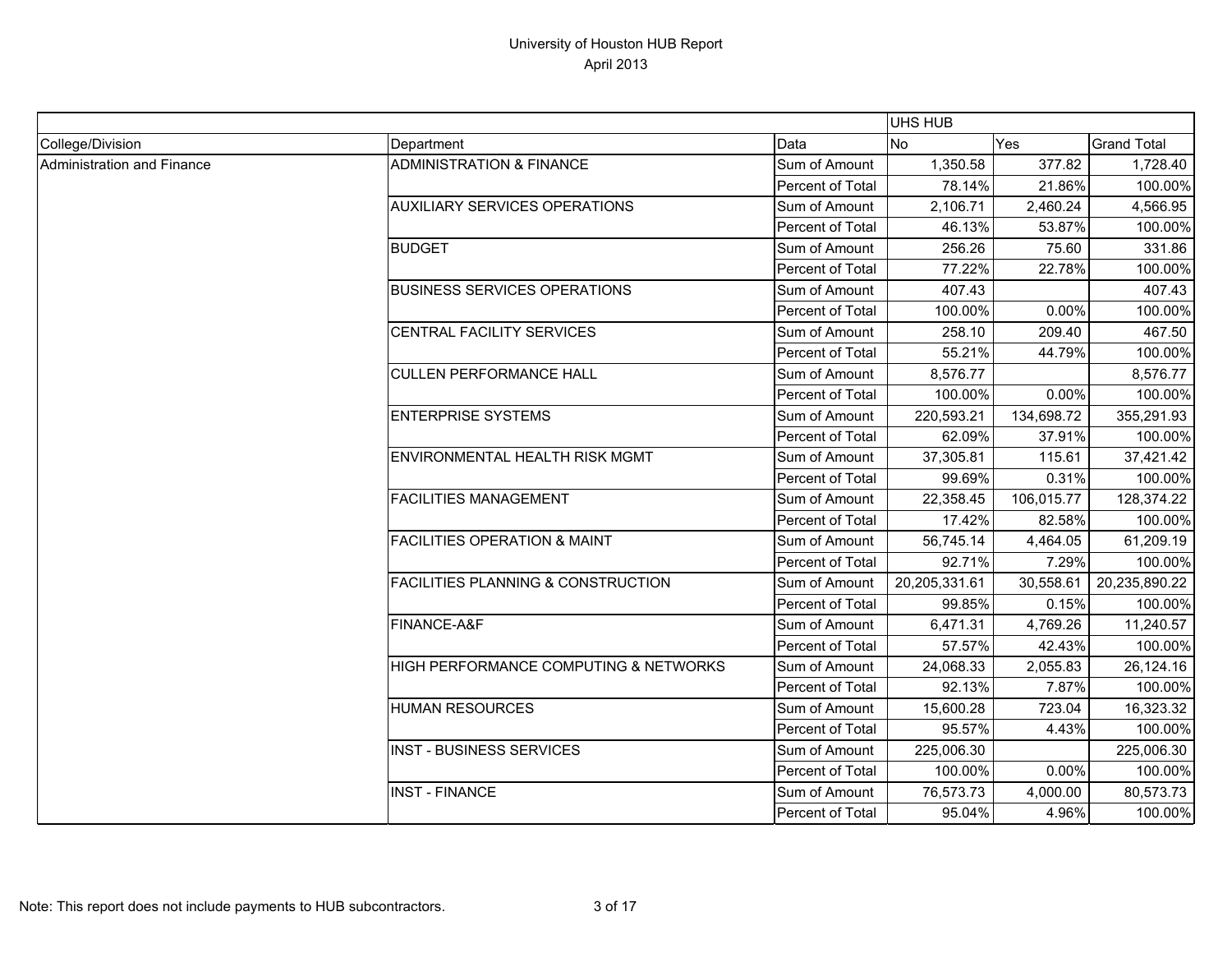# University of Houston HUB Report
April 2013

| | | | UHS HUB | | |
|---|---|---|---|---|---|
| College/Division | Department | Data | No | Yes | Grand Total |
| Administration and Finance | ADMINISTRATION & FINANCE | Sum of Amount | 1,350.58 | 377.82 | 1,728.40 |
| | | Percent of Total | 78.14% | 21.86% | 100.00% |
| | AUXILIARY SERVICES OPERATIONS | Sum of Amount | 2,106.71 | 2,460.24 | 4,566.95 |
| | | Percent of Total | 46.13% | 53.87% | 100.00% |
| | BUDGET | Sum of Amount | 256.26 | 75.60 | 331.86 |
| | | Percent of Total | 77.22% | 22.78% | 100.00% |
| | BUSINESS SERVICES OPERATIONS | Sum of Amount | 407.43 | | 407.43 |
| | | Percent of Total | 100.00% | 0.00% | 100.00% |
| | CENTRAL FACILITY SERVICES | Sum of Amount | 258.10 | 209.40 | 467.50 |
| | | Percent of Total | 55.21% | 44.79% | 100.00% |
| | CULLEN PERFORMANCE HALL | Sum of Amount | 8,576.77 | | 8,576.77 |
| | | Percent of Total | 100.00% | 0.00% | 100.00% |
| | ENTERPRISE SYSTEMS | Sum of Amount | 220,593.21 | 134,698.72 | 355,291.93 |
| | | Percent of Total | 62.09% | 37.91% | 100.00% |
| | ENVIRONMENTAL HEALTH RISK MGMT | Sum of Amount | 37,305.81 | 115.61 | 37,421.42 |
| | | Percent of Total | 99.69% | 0.31% | 100.00% |
| | FACILITIES MANAGEMENT | Sum of Amount | 22,358.45 | 106,015.77 | 128,374.22 |
| | | Percent of Total | 17.42% | 82.58% | 100.00% |
| | FACILITIES OPERATION & MAINT | Sum of Amount | 56,745.14 | 4,464.05 | 61,209.19 |
| | | Percent of Total | 92.71% | 7.29% | 100.00% |
| | FACILITIES PLANNING & CONSTRUCTION | Sum of Amount | 20,205,331.61 | 30,558.61 | 20,235,890.22 |
| | | Percent of Total | 99.85% | 0.15% | 100.00% |
| | FINANCE-A&F | Sum of Amount | 6,471.31 | 4,769.26 | 11,240.57 |
| | | Percent of Total | 57.57% | 42.43% | 100.00% |
| | HIGH PERFORMANCE COMPUTING & NETWORKS | Sum of Amount | 24,068.33 | 2,055.83 | 26,124.16 |
| | | Percent of Total | 92.13% | 7.87% | 100.00% |
| | HUMAN RESOURCES | Sum of Amount | 15,600.28 | 723.04 | 16,323.32 |
| | | Percent of Total | 95.57% | 4.43% | 100.00% |
| | INST - BUSINESS SERVICES | Sum of Amount | 225,006.30 | | 225,006.30 |
| | | Percent of Total | 100.00% | 0.00% | 100.00% |
| | INST - FINANCE | Sum of Amount | 76,573.73 | 4,000.00 | 80,573.73 |
| | | Percent of Total | 95.04% | 4.96% | 100.00% |

Note: This report does not include payments to HUB subcontractors.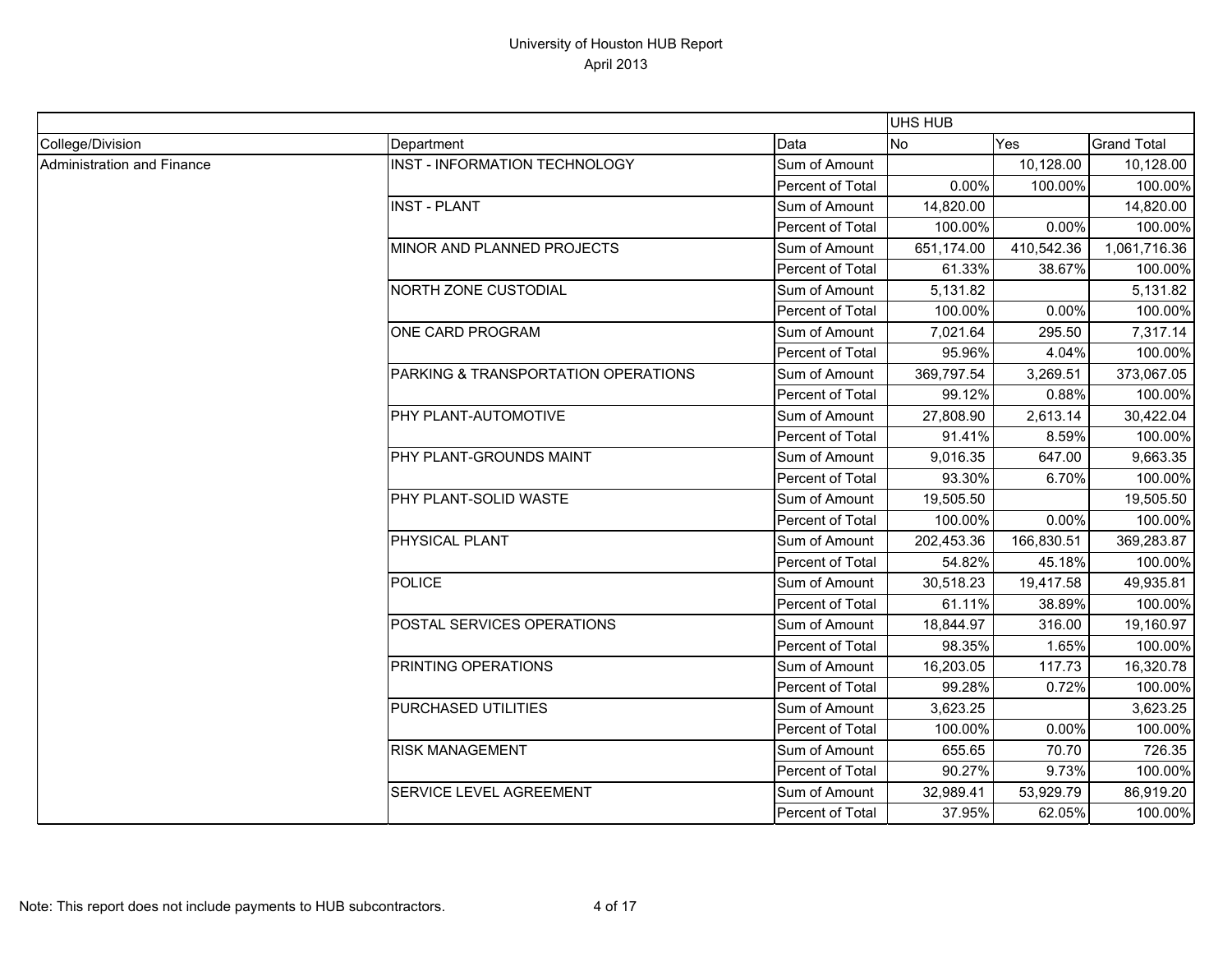# University of Houston HUB Report
April 2013

| | | | UHS HUB | | |
|---|---|---|---|---|---|
| College/Division | Department | Data | No | Yes | Grand Total |
| Administration and Finance | INST - INFORMATION TECHNOLOGY | Sum of Amount | | 10,128.00 | 10,128.00 |
| | | Percent of Total | 0.00% | 100.00% | 100.00% |
| | INST - PLANT | Sum of Amount | 14,820.00 | | 14,820.00 |
| | | Percent of Total | 100.00% | 0.00% | 100.00% |
| | MINOR AND PLANNED PROJECTS | Sum of Amount | 651,174.00 | 410,542.36 | 1,061,716.36 |
| | | Percent of Total | 61.33% | 38.67% | 100.00% |
| | NORTH ZONE CUSTODIAL | Sum of Amount | 5,131.82 | | 5,131.82 |
| | | Percent of Total | 100.00% | 0.00% | 100.00% |
| | ONE CARD PROGRAM | Sum of Amount | 7,021.64 | 295.50 | 7,317.14 |
| | | Percent of Total | 95.96% | 4.04% | 100.00% |
| | PARKING & TRANSPORTATION OPERATIONS | Sum of Amount | 369,797.54 | 3,269.51 | 373,067.05 |
| | | Percent of Total | 99.12% | 0.88% | 100.00% |
| | PHY PLANT-AUTOMOTIVE | Sum of Amount | 27,808.90 | 2,613.14 | 30,422.04 |
| | | Percent of Total | 91.41% | 8.59% | 100.00% |
| | PHY PLANT-GROUNDS MAINT | Sum of Amount | 9,016.35 | 647.00 | 9,663.35 |
| | | Percent of Total | 93.30% | 6.70% | 100.00% |
| | PHY PLANT-SOLID WASTE | Sum of Amount | 19,505.50 | | 19,505.50 |
| | | Percent of Total | 100.00% | 0.00% | 100.00% |
| | PHYSICAL PLANT | Sum of Amount | 202,453.36 | 166,830.51 | 369,283.87 |
| | | Percent of Total | 54.82% | 45.18% | 100.00% |
| | POLICE | Sum of Amount | 30,518.23 | 19,417.58 | 49,935.81 |
| | | Percent of Total | 61.11% | 38.89% | 100.00% |
| | POSTAL SERVICES OPERATIONS | Sum of Amount | 18,844.97 | 316.00 | 19,160.97 |
| | | Percent of Total | 98.35% | 1.65% | 100.00% |
| | PRINTING OPERATIONS | Sum of Amount | 16,203.05 | 117.73 | 16,320.78 |
| | | Percent of Total | 99.28% | 0.72% | 100.00% |
| | PURCHASED UTILITIES | Sum of Amount | 3,623.25 | | 3,623.25 |
| | | Percent of Total | 100.00% | 0.00% | 100.00% |
| | RISK MANAGEMENT | Sum of Amount | 655.65 | 70.70 | 726.35 |
| | | Percent of Total | 90.27% | 9.73% | 100.00% |
| | SERVICE LEVEL AGREEMENT | Sum of Amount | 32,989.41 | 53,929.79 | 86,919.20 |
| | | Percent of Total | 37.95% | 62.05% | 100.00% |

Note: This report does not include payments to HUB subcontractors.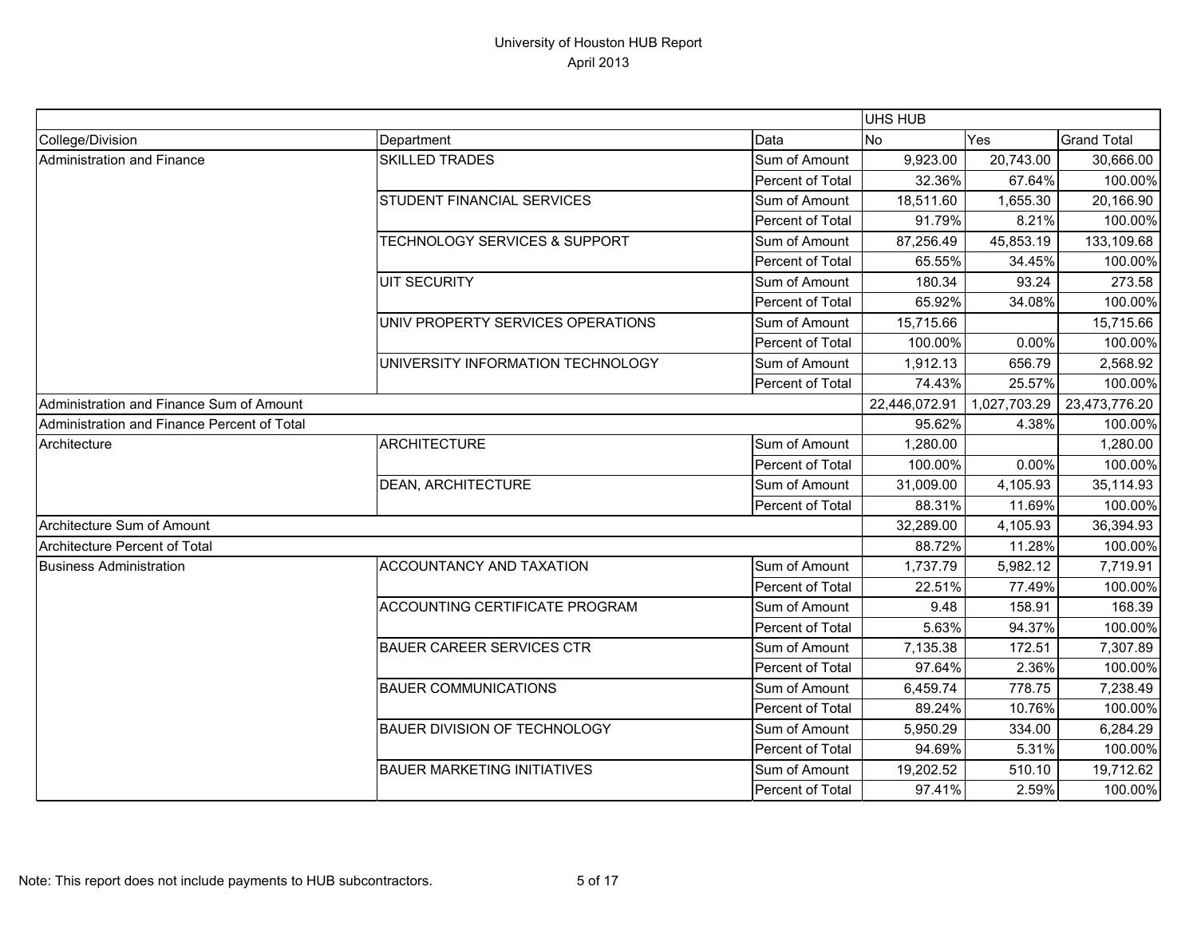# University of Houston HUB Report
April 2013

| | | | UHS HUB | | |
|---|---|---|---|---|---|
| College/Division | Department | Data | No | Yes | Grand Total |
| Administration and Finance | SKILLED TRADES | Sum of Amount | 9,923.00 | 20,743.00 | 30,666.00 |
| | | Percent of Total | 32.36% | 67.64% | 100.00% |
| | STUDENT FINANCIAL SERVICES | Sum of Amount | 18,511.60 | 1,655.30 | 20,166.90 |
| | | Percent of Total | 91.79% | 8.21% | 100.00% |
| | TECHNOLOGY SERVICES & SUPPORT | Sum of Amount | 87,256.49 | 45,853.19 | 133,109.68 |
| | | Percent of Total | 65.55% | 34.45% | 100.00% |
| | UIT SECURITY | Sum of Amount | 180.34 | 93.24 | 273.58 |
| | | Percent of Total | 65.92% | 34.08% | 100.00% |
| | UNIV PROPERTY SERVICES OPERATIONS | Sum of Amount | 15,715.66 | | 15,715.66 |
| | | Percent of Total | 100.00% | 0.00% | 100.00% |
| | UNIVERSITY INFORMATION TECHNOLOGY | Sum of Amount | 1,912.13 | 656.79 | 2,568.92 |
| | | Percent of Total | 74.43% | 25.57% | 100.00% |
| Administration and Finance Sum of Amount | | | 22,446,072.91 | 1,027,703.29 | 23,473,776.20 |
| Administration and Finance Percent of Total | | | 95.62% | 4.38% | 100.00% |
| Architecture | ARCHITECTURE | Sum of Amount | 1,280.00 | | 1,280.00 |
| | | Percent of Total | 100.00% | 0.00% | 100.00% |
| | DEAN, ARCHITECTURE | Sum of Amount | 31,009.00 | 4,105.93 | 35,114.93 |
| | | Percent of Total | 88.31% | 11.69% | 100.00% |
| Architecture Sum of Amount | | | 32,289.00 | 4,105.93 | 36,394.93 |
| Architecture Percent of Total | | | 88.72% | 11.28% | 100.00% |
| Business Administration | ACCOUNTANCY AND TAXATION | Sum of Amount | 1,737.79 | 5,982.12 | 7,719.91 |
| | | Percent of Total | 22.51% | 77.49% | 100.00% |
| | ACCOUNTING CERTIFICATE PROGRAM | Sum of Amount | 9.48 | 158.91 | 168.39 |
| | | Percent of Total | 5.63% | 94.37% | 100.00% |
| | BAUER CAREER SERVICES CTR | Sum of Amount | 7,135.38 | 172.51 | 7,307.89 |
| | | Percent of Total | 97.64% | 2.36% | 100.00% |
| | BAUER COMMUNICATIONS | Sum of Amount | 6,459.74 | 778.75 | 7,238.49 |
| | | Percent of Total | 89.24% | 10.76% | 100.00% |
| | BAUER DIVISION OF TECHNOLOGY | Sum of Amount | 5,950.29 | 334.00 | 6,284.29 |
| | | Percent of Total | 94.69% | 5.31% | 100.00% |
| | BAUER MARKETING INITIATIVES | Sum of Amount | 19,202.52 | 510.10 | 19,712.62 |
| | | Percent of Total | 97.41% | 2.59% | 100.00% |

Note: This report does not include payments to HUB subcontractors.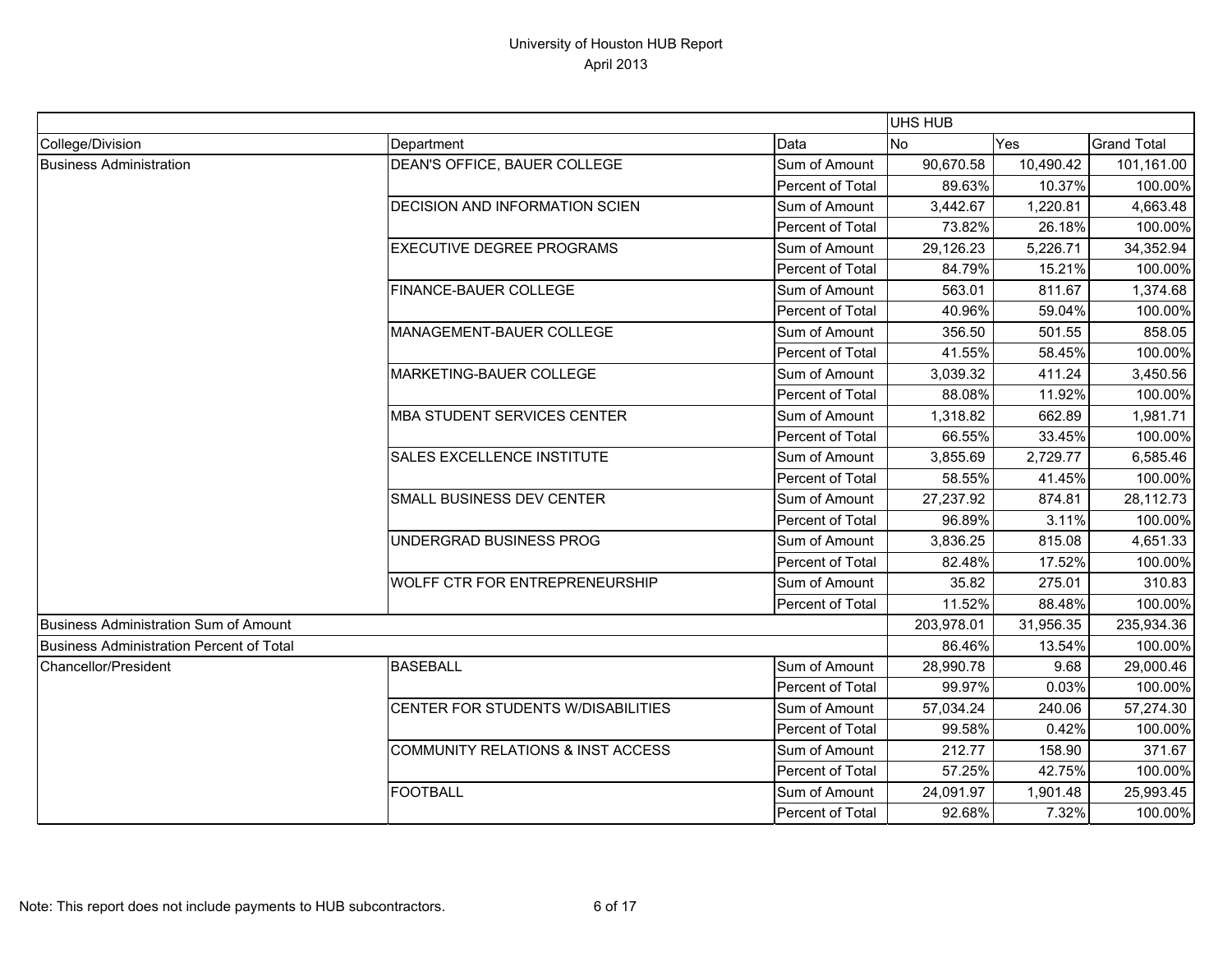# University of Houston HUB Report

## April 2013

| | | | UHS HUB | | |
|---|---|---|---|---|---|
| College/Division | Department | Data | No | Yes | Grand Total |
| Business Administration | DEAN'S OFFICE, BAUER COLLEGE | Sum of Amount | 90,670.58 | 10,490.42 | 101,161.00 |
| | | Percent of Total | 89.63% | 10.37% | 100.00% |
| | DECISION AND INFORMATION SCIEN | Sum of Amount | 3,442.67 | 1,220.81 | 4,663.48 |
| | | Percent of Total | 73.82% | 26.18% | 100.00% |
| | EXECUTIVE DEGREE PROGRAMS | Sum of Amount | 29,126.23 | 5,226.71 | 34,352.94 |
| | | Percent of Total | 84.79% | 15.21% | 100.00% |
| | FINANCE-BAUER COLLEGE | Sum of Amount | 563.01 | 811.67 | 1,374.68 |
| | | Percent of Total | 40.96% | 59.04% | 100.00% |
| | MANAGEMENT-BAUER COLLEGE | Sum of Amount | 356.50 | 501.55 | 858.05 |
| | | Percent of Total | 41.55% | 58.45% | 100.00% |
| | MARKETING-BAUER COLLEGE | Sum of Amount | 3,039.32 | 411.24 | 3,450.56 |
| | | Percent of Total | 88.08% | 11.92% | 100.00% |
| | MBA STUDENT SERVICES CENTER | Sum of Amount | 1,318.82 | 662.89 | 1,981.71 |
| | | Percent of Total | 66.55% | 33.45% | 100.00% |
| | SALES EXCELLENCE INSTITUTE | Sum of Amount | 3,855.69 | 2,729.77 | 6,585.46 |
| | | Percent of Total | 58.55% | 41.45% | 100.00% |
| | SMALL BUSINESS DEV CENTER | Sum of Amount | 27,237.92 | 874.81 | 28,112.73 |
| | | Percent of Total | 96.89% | 3.11% | 100.00% |
| | UNDERGRAD BUSINESS PROG | Sum of Amount | 3,836.25 | 815.08 | 4,651.33 |
| | | Percent of Total | 82.48% | 17.52% | 100.00% |
| | WOLFF CTR FOR ENTREPRENEURSHIP | Sum of Amount | 35.82 | 275.01 | 310.83 |
| | | Percent of Total | 11.52% | 88.48% | 100.00% |
| Business Administration Sum of Amount | | | 203,978.01 | 31,956.35 | 235,934.36 |
| Business Administration Percent of Total | | | 86.46% | 13.54% | 100.00% |
| Chancellor/President | BASEBALL | Sum of Amount | 28,990.78 | 9.68 | 29,000.46 |
| | | Percent of Total | 99.97% | 0.03% | 100.00% |
| | CENTER FOR STUDENTS W/DISABILITIES | Sum of Amount | 57,034.24 | 240.06 | 57,274.30 |
| | | Percent of Total | 99.58% | 0.42% | 100.00% |
| | COMMUNITY RELATIONS & INST ACCESS | Sum of Amount | 212.77 | 158.90 | 371.67 |
| | | Percent of Total | 57.25% | 42.75% | 100.00% |
| | FOOTBALL | Sum of Amount | 24,091.97 | 1,901.48 | 25,993.45 |
| | | Percent of Total | 92.68% | 7.32% | 100.00% |

Note: This report does not include payments to HUB subcontractors.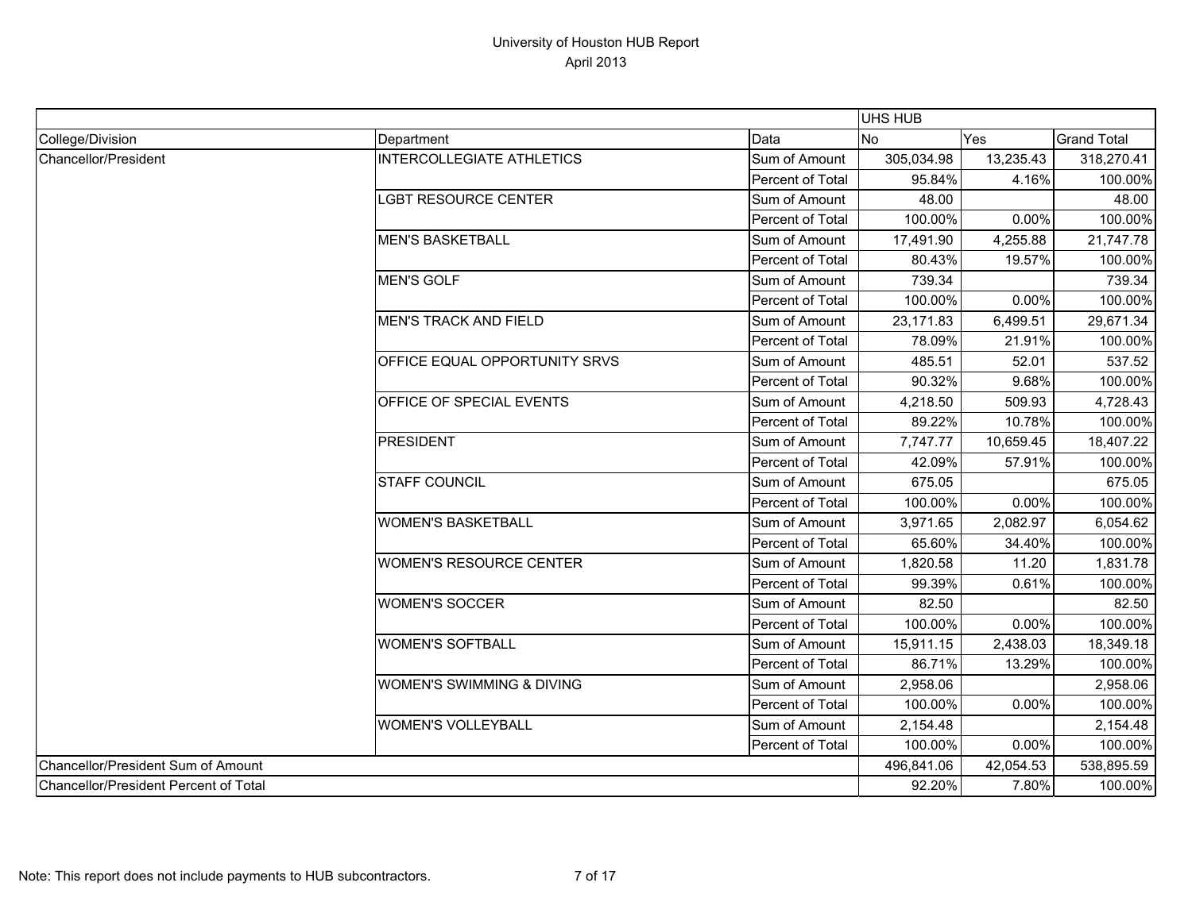# University of Houston HUB Report

April 2013

| | | | UHS HUB | | |
|---|---|---|---|---|---|
| College/Division | Department | Data | No | Yes | Grand Total |
| Chancellor/President | INTERCOLLEGIATE ATHLETICS | Sum of Amount | 305,034.98 | 13,235.43 | 318,270.41 |
| | | Percent of Total | 95.84% | 4.16% | 100.00% |
| | LGBT RESOURCE CENTER | Sum of Amount | 48.00 | | 48.00 |
| | | Percent of Total | 100.00% | 0.00% | 100.00% |
| | MEN'S BASKETBALL | Sum of Amount | 17,491.90 | 4,255.88 | 21,747.78 |
| | | Percent of Total | 80.43% | 19.57% | 100.00% |
| | MEN'S GOLF | Sum of Amount | 739.34 | | 739.34 |
| | | Percent of Total | 100.00% | 0.00% | 100.00% |
| | MEN'S TRACK AND FIELD | Sum of Amount | 23,171.83 | 6,499.51 | 29,671.34 |
| | | Percent of Total | 78.09% | 21.91% | 100.00% |
| | OFFICE EQUAL OPPORTUNITY SRVS | Sum of Amount | 485.51 | 52.01 | 537.52 |
| | | Percent of Total | 90.32% | 9.68% | 100.00% |
| | OFFICE OF SPECIAL EVENTS | Sum of Amount | 4,218.50 | 509.93 | 4,728.43 |
| | | Percent of Total | 89.22% | 10.78% | 100.00% |
| | PRESIDENT | Sum of Amount | 7,747.77 | 10,659.45 | 18,407.22 |
| | | Percent of Total | 42.09% | 57.91% | 100.00% |
| | STAFF COUNCIL | Sum of Amount | 675.05 | | 675.05 |
| | | Percent of Total | 100.00% | 0.00% | 100.00% |
| | WOMEN'S BASKETBALL | Sum of Amount | 3,971.65 | 2,082.97 | 6,054.62 |
| | | Percent of Total | 65.60% | 34.40% | 100.00% |
| | WOMEN'S RESOURCE CENTER | Sum of Amount | 1,820.58 | 11.20 | 1,831.78 |
| | | Percent of Total | 99.39% | 0.61% | 100.00% |
| | WOMEN'S SOCCER | Sum of Amount | 82.50 | | 82.50 |
| | | Percent of Total | 100.00% | 0.00% | 100.00% |
| | WOMEN'S SOFTBALL | Sum of Amount | 15,911.15 | 2,438.03 | 18,349.18 |
| | | Percent of Total | 86.71% | 13.29% | 100.00% |
| | WOMEN'S SWIMMING & DIVING | Sum of Amount | 2,958.06 | | 2,958.06 |
| | | Percent of Total | 100.00% | 0.00% | 100.00% |
| | WOMEN'S VOLLEYBALL | Sum of Amount | 2,154.48 | | 2,154.48 |
| | | Percent of Total | 100.00% | 0.00% | 100.00% |
| Chancellor/President Sum of Amount | | | 496,841.06 | 42,054.53 | 538,895.59 |
| Chancellor/President Percent of Total | | | 92.20% | 7.80% | 100.00% |

Note: This report does not include payments to HUB subcontractors.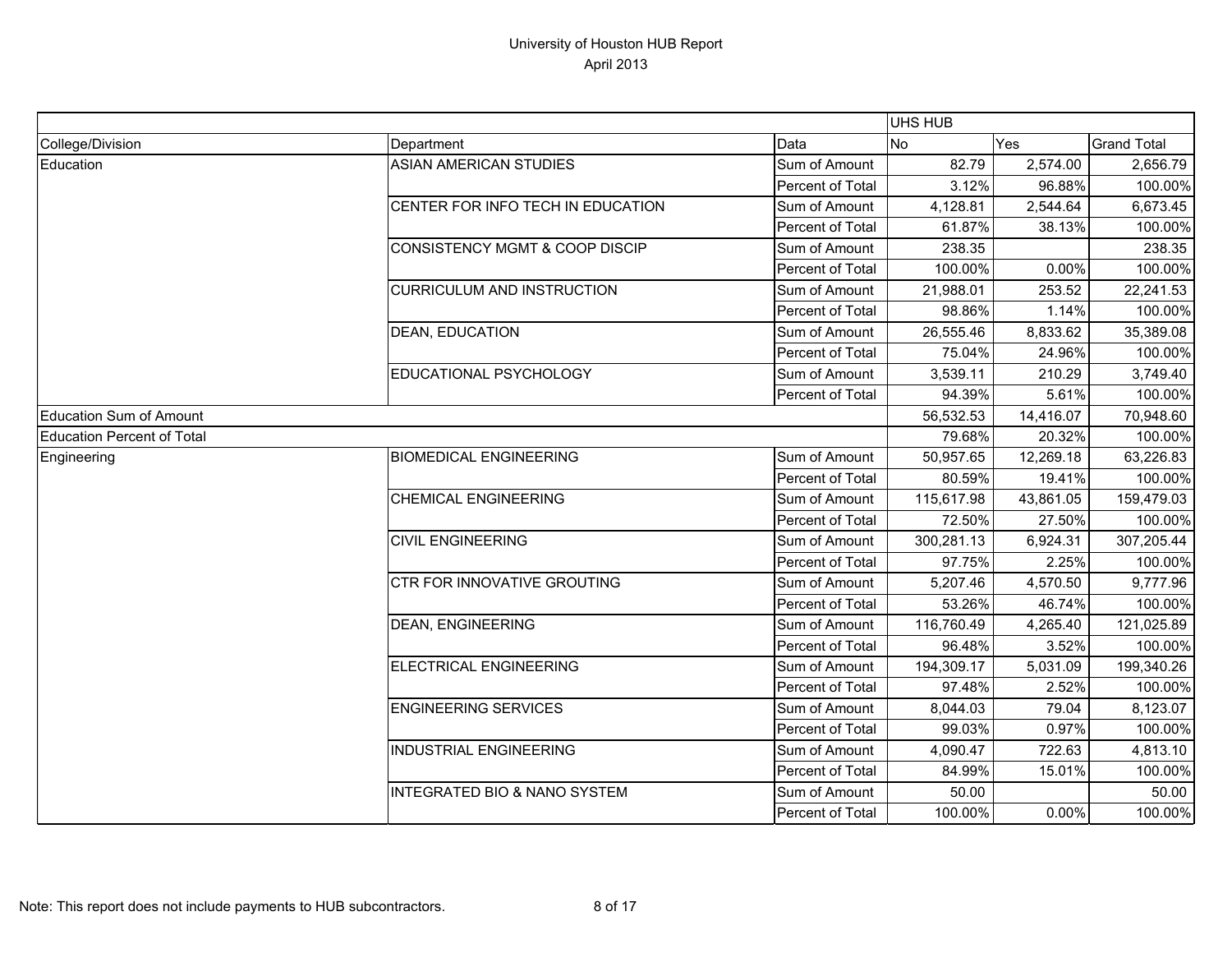# University of Houston HUB Report
## April 2013

| | | | UHS HUB | | |
|---|---|---|---|---|---|
| College/Division | Department | Data | No | Yes | Grand Total |
| Education | ASIAN AMERICAN STUDIES | Sum of Amount | 82.79 | 2,574.00 | 2,656.79 |
| | | Percent of Total | 3.12% | 96.88% | 100.00% |
| | CENTER FOR INFO TECH IN EDUCATION | Sum of Amount | 4,128.81 | 2,544.64 | 6,673.45 |
| | | Percent of Total | 61.87% | 38.13% | 100.00% |
| | CONSISTENCY MGMT & COOP DISCIP | Sum of Amount | 238.35 | | 238.35 |
| | | Percent of Total | 100.00% | 0.00% | 100.00% |
| | CURRICULUM AND INSTRUCTION | Sum of Amount | 21,988.01 | 253.52 | 22,241.53 |
| | | Percent of Total | 98.86% | 1.14% | 100.00% |
| | DEAN, EDUCATION | Sum of Amount | 26,555.46 | 8,833.62 | 35,389.08 |
| | | Percent of Total | 75.04% | 24.96% | 100.00% |
| | EDUCATIONAL PSYCHOLOGY | Sum of Amount | 3,539.11 | 210.29 | 3,749.40 |
| | | Percent of Total | 94.39% | 5.61% | 100.00% |
| Education Sum of Amount | | | 56,532.53 | 14,416.07 | 70,948.60 |
| Education Percent of Total | | | 79.68% | 20.32% | 100.00% |
| Engineering | BIOMEDICAL ENGINEERING | Sum of Amount | 50,957.65 | 12,269.18 | 63,226.83 |
| | | Percent of Total | 80.59% | 19.41% | 100.00% |
| | CHEMICAL ENGINEERING | Sum of Amount | 115,617.98 | 43,861.05 | 159,479.03 |
| | | Percent of Total | 72.50% | 27.50% | 100.00% |
| | CIVIL ENGINEERING | Sum of Amount | 300,281.13 | 6,924.31 | 307,205.44 |
| | | Percent of Total | 97.75% | 2.25% | 100.00% |
| | CTR FOR INNOVATIVE GROUTING | Sum of Amount | 5,207.46 | 4,570.50 | 9,777.96 |
| | | Percent of Total | 53.26% | 46.74% | 100.00% |
| | DEAN, ENGINEERING | Sum of Amount | 116,760.49 | 4,265.40 | 121,025.89 |
| | | Percent of Total | 96.48% | 3.52% | 100.00% |
| | ELECTRICAL ENGINEERING | Sum of Amount | 194,309.17 | 5,031.09 | 199,340.26 |
| | | Percent of Total | 97.48% | 2.52% | 100.00% |
| | ENGINEERING SERVICES | Sum of Amount | 8,044.03 | 79.04 | 8,123.07 |
| | | Percent of Total | 99.03% | 0.97% | 100.00% |
| | INDUSTRIAL ENGINEERING | Sum of Amount | 4,090.47 | 722.63 | 4,813.10 |
| | | Percent of Total | 84.99% | 15.01% | 100.00% |
| | INTEGRATED BIO & NANO SYSTEM | Sum of Amount | 50.00 | | 50.00 |
| | | Percent of Total | 100.00% | 0.00% | 100.00% |

Note: This report does not include payments to HUB subcontractors.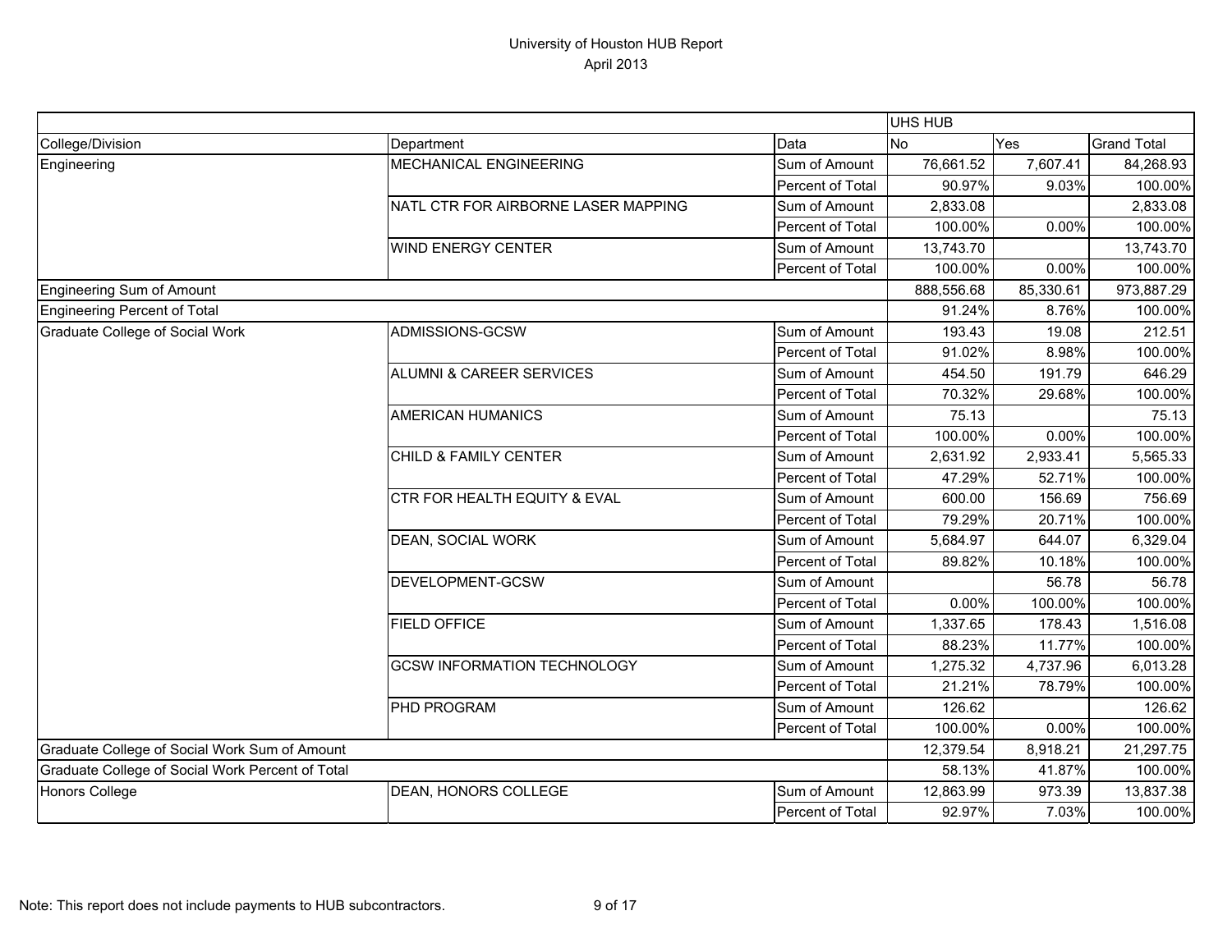# University of Houston HUB Report
April 2013

| | | | UHS HUB | | |
|---|---|---|---|---|---|
| College/Division | Department | Data | No | Yes | Grand Total |
| Engineering | MECHANICAL ENGINEERING | Sum of Amount | 76,661.52 | 7,607.41 | 84,268.93 |
| | | Percent of Total | 90.97% | 9.03% | 100.00% |
| | NATL CTR FOR AIRBORNE LASER MAPPING | Sum of Amount | 2,833.08 | | 2,833.08 |
| | | Percent of Total | 100.00% | 0.00% | 100.00% |
| | WIND ENERGY CENTER | Sum of Amount | 13,743.70 | | 13,743.70 |
| | | Percent of Total | 100.00% | 0.00% | 100.00% |
| Engineering Sum of Amount | | | 888,556.68 | 85,330.61 | 973,887.29 |
| Engineering Percent of Total | | | 91.24% | 8.76% | 100.00% |
| Graduate College of Social Work | ADMISSIONS-GCSW | Sum of Amount | 193.43 | 19.08 | 212.51 |
| | | Percent of Total | 91.02% | 8.98% | 100.00% |
| | ALUMNI & CAREER SERVICES | Sum of Amount | 454.50 | 191.79 | 646.29 |
| | | Percent of Total | 70.32% | 29.68% | 100.00% |
| | AMERICAN HUMANICS | Sum of Amount | 75.13 | | 75.13 |
| | | Percent of Total | 100.00% | 0.00% | 100.00% |
| | CHILD & FAMILY CENTER | Sum of Amount | 2,631.92 | 2,933.41 | 5,565.33 |
| | | Percent of Total | 47.29% | 52.71% | 100.00% |
| | CTR FOR HEALTH EQUITY & EVAL | Sum of Amount | 600.00 | 156.69 | 756.69 |
| | | Percent of Total | 79.29% | 20.71% | 100.00% |
| | DEAN, SOCIAL WORK | Sum of Amount | 5,684.97 | 644.07 | 6,329.04 |
| | | Percent of Total | 89.82% | 10.18% | 100.00% |
| | DEVELOPMENT-GCSW | Sum of Amount | | 56.78 | 56.78 |
| | | Percent of Total | 0.00% | 100.00% | 100.00% |
| | FIELD OFFICE | Sum of Amount | 1,337.65 | 178.43 | 1,516.08 |
| | | Percent of Total | 88.23% | 11.77% | 100.00% |
| | GCSW INFORMATION TECHNOLOGY | Sum of Amount | 1,275.32 | 4,737.96 | 6,013.28 |
| | | Percent of Total | 21.21% | 78.79% | 100.00% |
| | PHD PROGRAM | Sum of Amount | 126.62 | | 126.62 |
| | | Percent of Total | 100.00% | 0.00% | 100.00% |
| Graduate College of Social Work Sum of Amount | | | 12,379.54 | 8,918.21 | 21,297.75 |
| Graduate College of Social Work Percent of Total | | | 58.13% | 41.87% | 100.00% |
| Honors College | DEAN, HONORS COLLEGE | Sum of Amount | 12,863.99 | 973.39 | 13,837.38 |
| | | Percent of Total | 92.97% | 7.03% | 100.00% |

Note: This report does not include payments to HUB subcontractors.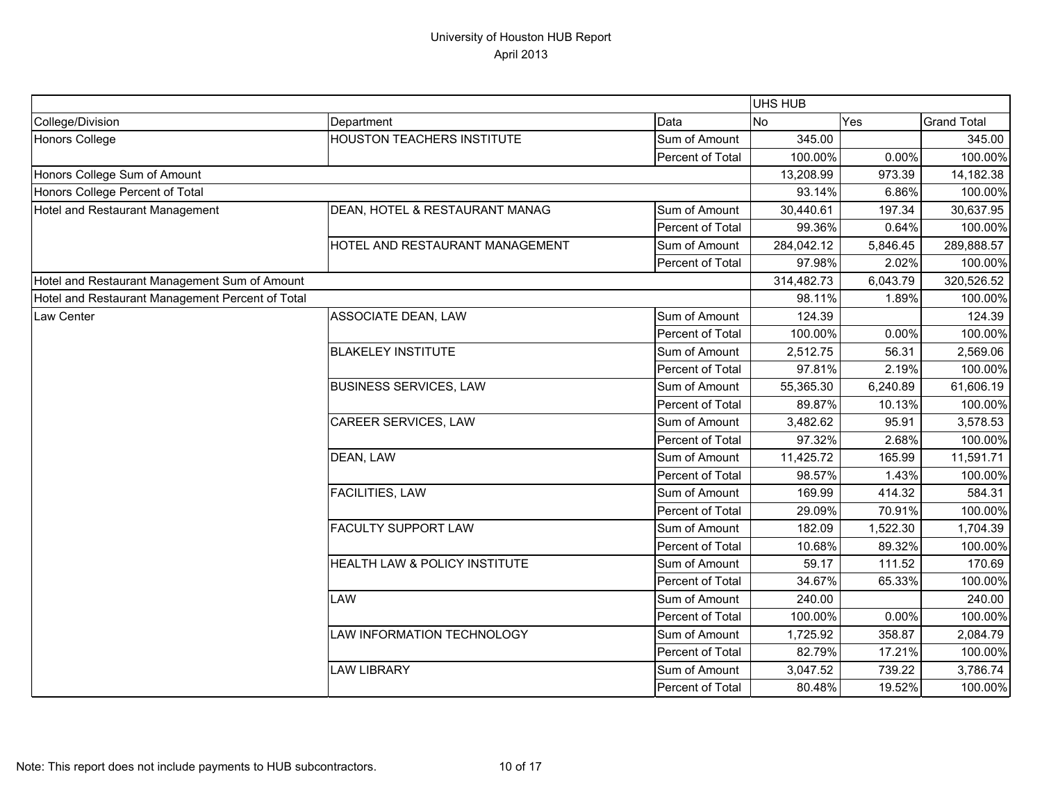# University of Houston HUB Report
April 2013

| | | | UHS HUB | | |
|---|---|---|---|---|---|
| College/Division | Department | Data | No | Yes | Grand Total |
| Honors College | HOUSTON TEACHERS INSTITUTE | Sum of Amount | 345.00 | | 345.00 |
| | | Percent of Total | 100.00% | 0.00% | 100.00% |
| Honors College Sum of Amount | | | 13,208.99 | 973.39 | 14,182.38 |
| Honors College Percent of Total | | | 93.14% | 6.86% | 100.00% |
| Hotel and Restaurant Management | DEAN, HOTEL & RESTAURANT MANAG | Sum of Amount | 30,440.61 | 197.34 | 30,637.95 |
| | | Percent of Total | 99.36% | 0.64% | 100.00% |
| | HOTEL AND RESTAURANT MANAGEMENT | Sum of Amount | 284,042.12 | 5,846.45 | 289,888.57 |
| | | Percent of Total | 97.98% | 2.02% | 100.00% |
| Hotel and Restaurant Management Sum of Amount | | | 314,482.73 | 6,043.79 | 320,526.52 |
| Hotel and Restaurant Management Percent of Total | | | 98.11% | 1.89% | 100.00% |
| Law Center | ASSOCIATE DEAN, LAW | Sum of Amount | 124.39 | | 124.39 |
| | | Percent of Total | 100.00% | 0.00% | 100.00% |
| | BLAKELEY INSTITUTE | Sum of Amount | 2,512.75 | 56.31 | 2,569.06 |
| | | Percent of Total | 97.81% | 2.19% | 100.00% |
| | BUSINESS SERVICES, LAW | Sum of Amount | 55,365.30 | 6,240.89 | 61,606.19 |
| | | Percent of Total | 89.87% | 10.13% | 100.00% |
| | CAREER SERVICES, LAW | Sum of Amount | 3,482.62 | 95.91 | 3,578.53 |
| | | Percent of Total | 97.32% | 2.68% | 100.00% |
| | DEAN, LAW | Sum of Amount | 11,425.72 | 165.99 | 11,591.71 |
| | | Percent of Total | 98.57% | 1.43% | 100.00% |
| | FACILITIES, LAW | Sum of Amount | 169.99 | 414.32 | 584.31 |
| | | Percent of Total | 29.09% | 70.91% | 100.00% |
| | FACULTY SUPPORT LAW | Sum of Amount | 182.09 | 1,522.30 | 1,704.39 |
| | | Percent of Total | 10.68% | 89.32% | 100.00% |
| | HEALTH LAW & POLICY INSTITUTE | Sum of Amount | 59.17 | 111.52 | 170.69 |
| | | Percent of Total | 34.67% | 65.33% | 100.00% |
| | LAW | Sum of Amount | 240.00 | | 240.00 |
| | | Percent of Total | 100.00% | 0.00% | 100.00% |
| | LAW INFORMATION TECHNOLOGY | Sum of Amount | 1,725.92 | 358.87 | 2,084.79 |
| | | Percent of Total | 82.79% | 17.21% | 100.00% |
| | LAW LIBRARY | Sum of Amount | 3,047.52 | 739.22 | 3,786.74 |
| | | Percent of Total | 80.48% | 19.52% | 100.00% |

Note: This report does not include payments to HUB subcontractors.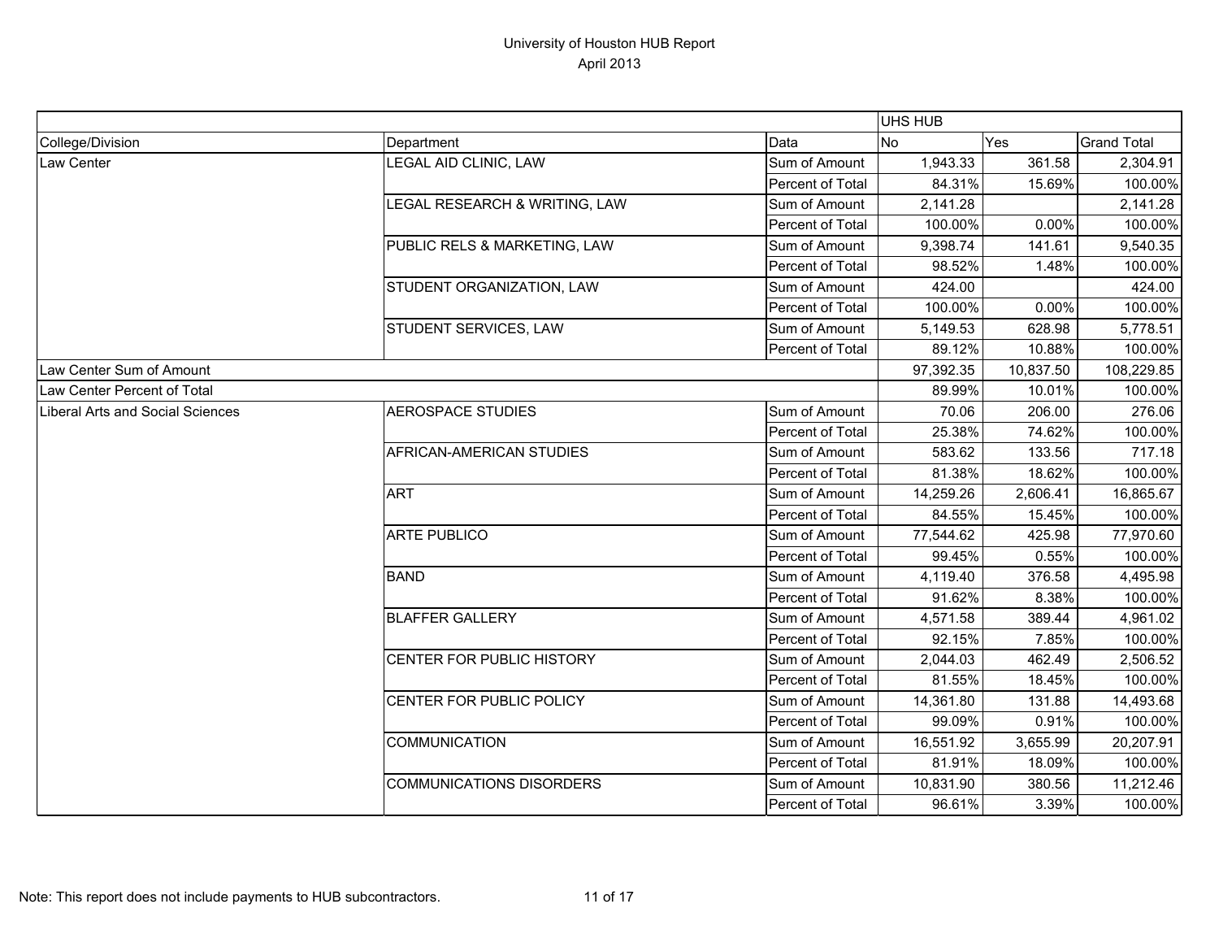University of Houston HUB Report
April 2013

| | | | UHS HUB | | |
|---|---|---|---|---|---|
| College/Division | Department | Data | No | Yes | Grand Total |
| Law Center | LEGAL AID CLINIC, LAW | Sum of Amount | 1,943.33 | 361.58 | 2,304.91 |
| | | Percent of Total | 84.31% | 15.69% | 100.00% |
| | LEGAL RESEARCH & WRITING, LAW | Sum of Amount | 2,141.28 | | 2,141.28 |
| | | Percent of Total | 100.00% | 0.00% | 100.00% |
| | PUBLIC RELS & MARKETING, LAW | Sum of Amount | 9,398.74 | 141.61 | 9,540.35 |
| | | Percent of Total | 98.52% | 1.48% | 100.00% |
| | STUDENT ORGANIZATION, LAW | Sum of Amount | 424.00 | | 424.00 |
| | | Percent of Total | 100.00% | 0.00% | 100.00% |
| | STUDENT SERVICES, LAW | Sum of Amount | 5,149.53 | 628.98 | 5,778.51 |
| | | Percent of Total | 89.12% | 10.88% | 100.00% |
| Law Center Sum of Amount | | | 97,392.35 | 10,837.50 | 108,229.85 |
| Law Center Percent of Total | | | 89.99% | 10.01% | 100.00% |
| Liberal Arts and Social Sciences | AEROSPACE STUDIES | Sum of Amount | 70.06 | 206.00 | 276.06 |
| | | Percent of Total | 25.38% | 74.62% | 100.00% |
| | AFRICAN-AMERICAN STUDIES | Sum of Amount | 583.62 | 133.56 | 717.18 |
| | | Percent of Total | 81.38% | 18.62% | 100.00% |
| | ART | Sum of Amount | 14,259.26 | 2,606.41 | 16,865.67 |
| | | Percent of Total | 84.55% | 15.45% | 100.00% |
| | ARTE PUBLICO | Sum of Amount | 77,544.62 | 425.98 | 77,970.60 |
| | | Percent of Total | 99.45% | 0.55% | 100.00% |
| | BAND | Sum of Amount | 4,119.40 | 376.58 | 4,495.98 |
| | | Percent of Total | 91.62% | 8.38% | 100.00% |
| | BLAFFER GALLERY | Sum of Amount | 4,571.58 | 389.44 | 4,961.02 |
| | | Percent of Total | 92.15% | 7.85% | 100.00% |
| | CENTER FOR PUBLIC HISTORY | Sum of Amount | 2,044.03 | 462.49 | 2,506.52 |
| | | Percent of Total | 81.55% | 18.45% | 100.00% |
| | CENTER FOR PUBLIC POLICY | Sum of Amount | 14,361.80 | 131.88 | 14,493.68 |
| | | Percent of Total | 99.09% | 0.91% | 100.00% |
| | COMMUNICATION | Sum of Amount | 16,551.92 | 3,655.99 | 20,207.91 |
| | | Percent of Total | 81.91% | 18.09% | 100.00% |
| | COMMUNICATIONS DISORDERS | Sum of Amount | 10,831.90 | 380.56 | 11,212.46 |
| | | Percent of Total | 96.61% | 3.39% | 100.00% |

Note: This report does not include payments to HUB subcontractors.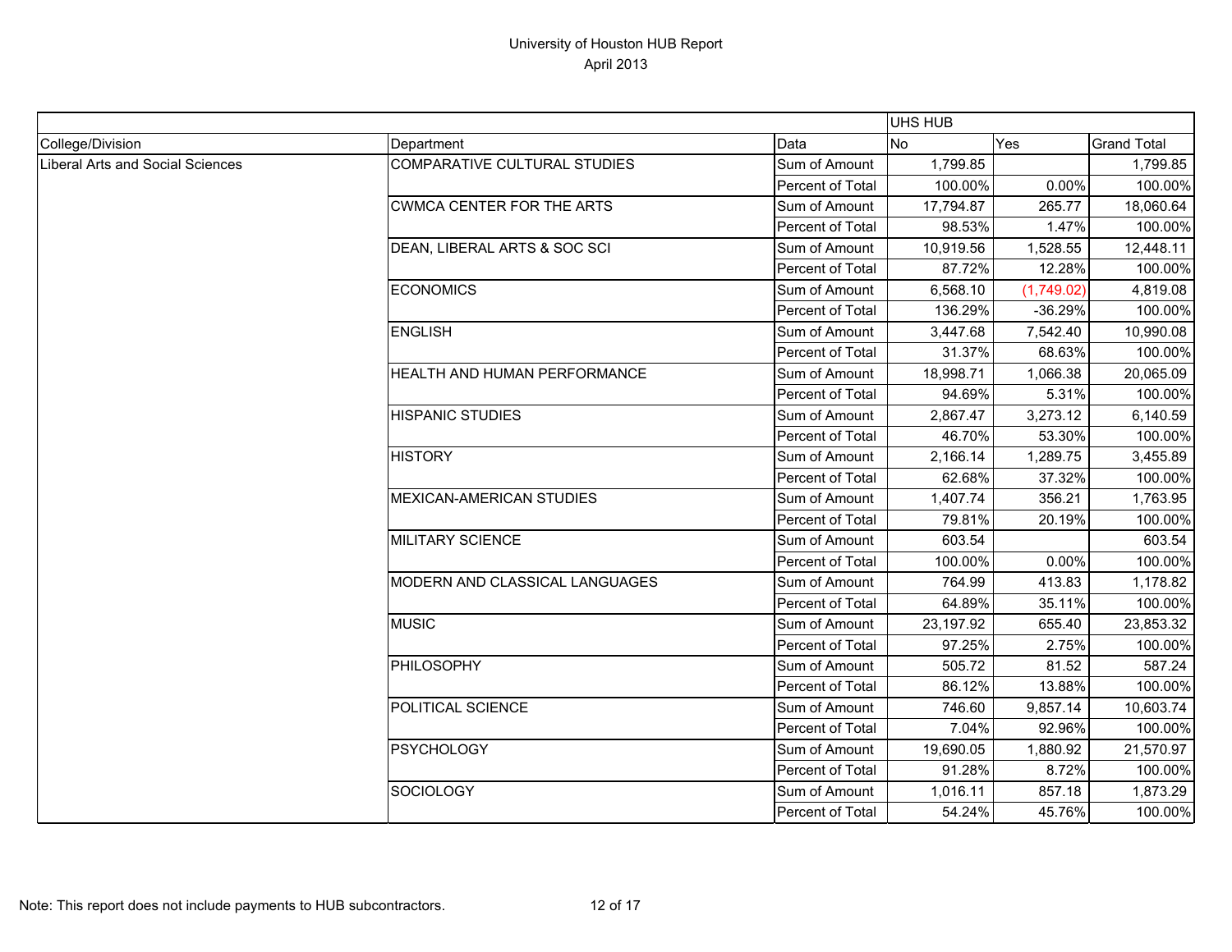# University of Houston HUB Report

April 2013

| | | | UHS HUB | | |
|---|---|---|---|---|---|
| College/Division | Department | Data | No | Yes | Grand Total |
| Liberal Arts and Social Sciences | COMPARATIVE CULTURAL STUDIES | Sum of Amount | 1,799.85 | | 1,799.85 |
| | | Percent of Total | 100.00% | 0.00% | 100.00% |
| | CWMCA CENTER FOR THE ARTS | Sum of Amount | 17,794.87 | 265.77 | 18,060.64 |
| | | Percent of Total | 98.53% | 1.47% | 100.00% |
| | DEAN, LIBERAL ARTS & SOC SCI | Sum of Amount | 10,919.56 | 1,528.55 | 12,448.11 |
| | | Percent of Total | 87.72% | 12.28% | 100.00% |
| | ECONOMICS | Sum of Amount | 6,568.10 | (1,749.02) | 4,819.08 |
| | | Percent of Total | 136.29% | -36.29% | 100.00% |
| | ENGLISH | Sum of Amount | 3,447.68 | 7,542.40 | 10,990.08 |
| | | Percent of Total | 31.37% | 68.63% | 100.00% |
| | HEALTH AND HUMAN PERFORMANCE | Sum of Amount | 18,998.71 | 1,066.38 | 20,065.09 |
| | | Percent of Total | 94.69% | 5.31% | 100.00% |
| | HISPANIC STUDIES | Sum of Amount | 2,867.47 | 3,273.12 | 6,140.59 |
| | | Percent of Total | 46.70% | 53.30% | 100.00% |
| | HISTORY | Sum of Amount | 2,166.14 | 1,289.75 | 3,455.89 |
| | | Percent of Total | 62.68% | 37.32% | 100.00% |
| | MEXICAN-AMERICAN STUDIES | Sum of Amount | 1,407.74 | 356.21 | 1,763.95 |
| | | Percent of Total | 79.81% | 20.19% | 100.00% |
| | MILITARY SCIENCE | Sum of Amount | 603.54 | | 603.54 |
| | | Percent of Total | 100.00% | 0.00% | 100.00% |
| | MODERN AND CLASSICAL LANGUAGES | Sum of Amount | 764.99 | 413.83 | 1,178.82 |
| | | Percent of Total | 64.89% | 35.11% | 100.00% |
| | MUSIC | Sum of Amount | 23,197.92 | 655.40 | 23,853.32 |
| | | Percent of Total | 97.25% | 2.75% | 100.00% |
| | PHILOSOPHY | Sum of Amount | 505.72 | 81.52 | 587.24 |
| | | Percent of Total | 86.12% | 13.88% | 100.00% |
| | POLITICAL SCIENCE | Sum of Amount | 746.60 | 9,857.14 | 10,603.74 |
| | | Percent of Total | 7.04% | 92.96% | 100.00% |
| | PSYCHOLOGY | Sum of Amount | 19,690.05 | 1,880.92 | 21,570.97 |
| | | Percent of Total | 91.28% | 8.72% | 100.00% |
| | SOCIOLOGY | Sum of Amount | 1,016.11 | 857.18 | 1,873.29 |
| | | Percent of Total | 54.24% | 45.76% | 100.00% |

Note: This report does not include payments to HUB subcontractors.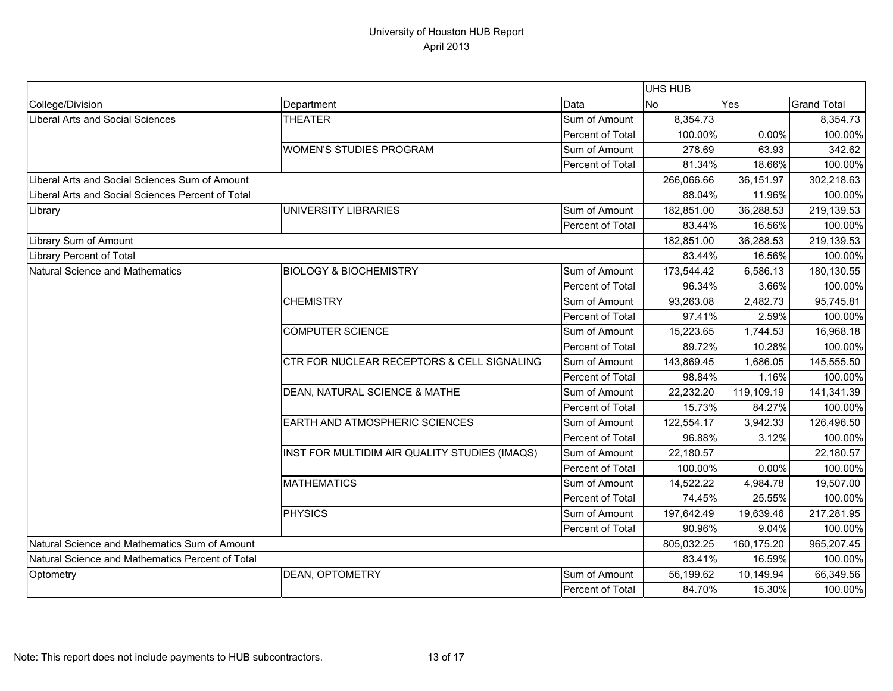# University of Houston HUB Report

April 2013

| | | | UHS HUB | | |
|---|---|---|---|---|---|
| College/Division | Department | Data | No | Yes | Grand Total |
| Liberal Arts and Social Sciences | THEATER | Sum of Amount | 8,354.73 | | 8,354.73 |
| | | Percent of Total | 100.00% | 0.00% | 100.00% |
| | WOMEN'S STUDIES PROGRAM | Sum of Amount | 278.69 | 63.93 | 342.62 |
| | | Percent of Total | 81.34% | 18.66% | 100.00% |
| Liberal Arts and Social Sciences Sum of Amount | | | 266,066.66 | 36,151.97 | 302,218.63 |
| Liberal Arts and Social Sciences Percent of Total | | | 88.04% | 11.96% | 100.00% |
| Library | UNIVERSITY LIBRARIES | Sum of Amount | 182,851.00 | 36,288.53 | 219,139.53 |
| | | Percent of Total | 83.44% | 16.56% | 100.00% |
| Library Sum of Amount | | | 182,851.00 | 36,288.53 | 219,139.53 |
| Library Percent of Total | | | 83.44% | 16.56% | 100.00% |
| Natural Science and Mathematics | BIOLOGY & BIOCHEMISTRY | Sum of Amount | 173,544.42 | 6,586.13 | 180,130.55 |
| | | Percent of Total | 96.34% | 3.66% | 100.00% |
| | CHEMISTRY | Sum of Amount | 93,263.08 | 2,482.73 | 95,745.81 |
| | | Percent of Total | 97.41% | 2.59% | 100.00% |
| | COMPUTER SCIENCE | Sum of Amount | 15,223.65 | 1,744.53 | 16,968.18 |
| | | Percent of Total | 89.72% | 10.28% | 100.00% |
| | CTR FOR NUCLEAR RECEPTORS & CELL SIGNALING | Sum of Amount | 143,869.45 | 1,686.05 | 145,555.50 |
| | | Percent of Total | 98.84% | 1.16% | 100.00% |
| | DEAN, NATURAL SCIENCE & MATHE | Sum of Amount | 22,232.20 | 119,109.19 | 141,341.39 |
| | | Percent of Total | 15.73% | 84.27% | 100.00% |
| | EARTH AND ATMOSPHERIC SCIENCES | Sum of Amount | 122,554.17 | 3,942.33 | 126,496.50 |
| | | Percent of Total | 96.88% | 3.12% | 100.00% |
| | INST FOR MULTIDIM AIR QUALITY STUDIES (IMAQS) | Sum of Amount | 22,180.57 | | 22,180.57 |
| | | Percent of Total | 100.00% | 0.00% | 100.00% |
| | MATHEMATICS | Sum of Amount | 14,522.22 | 4,984.78 | 19,507.00 |
| | | Percent of Total | 74.45% | 25.55% | 100.00% |
| | PHYSICS | Sum of Amount | 197,642.49 | 19,639.46 | 217,281.95 |
| | | Percent of Total | 90.96% | 9.04% | 100.00% |
| Natural Science and Mathematics Sum of Amount | | | 805,032.25 | 160,175.20 | 965,207.45 |
| Natural Science and Mathematics Percent of Total | | | 83.41% | 16.59% | 100.00% |
| Optometry | DEAN, OPTOMETRY | Sum of Amount | 56,199.62 | 10,149.94 | 66,349.56 |
| | | Percent of Total | 84.70% | 15.30% | 100.00% |

Note: This report does not include payments to HUB subcontractors.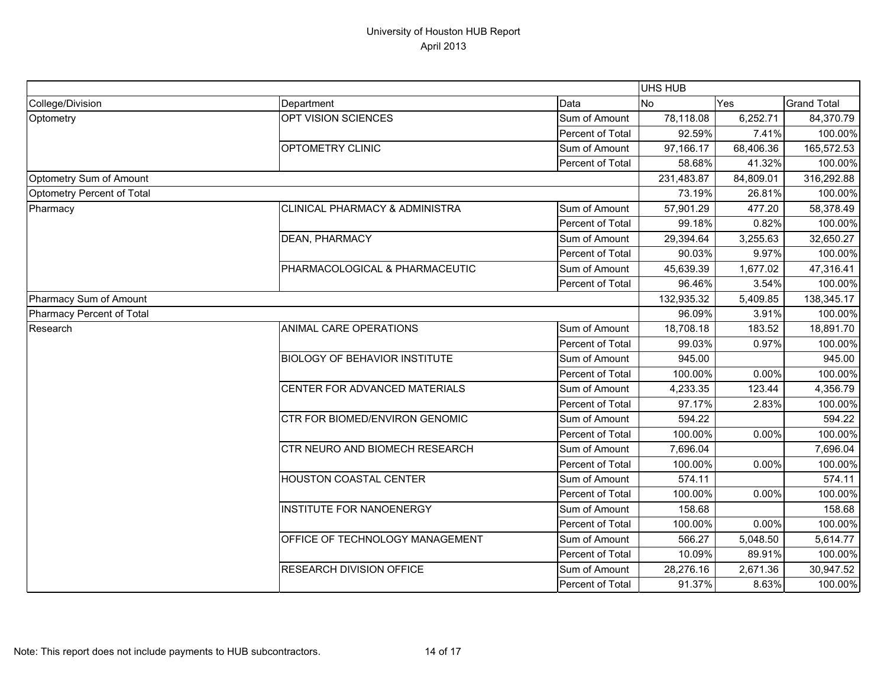# University of Houston HUB Report
April 2013

| | | | UHS HUB | | |
|---|---|---|---|---|---|
| College/Division | Department | Data | No | Yes | Grand Total |
| Optometry | OPT VISION SCIENCES | Sum of Amount | 78,118.08 | 6,252.71 | 84,370.79 |
| | | Percent of Total | 92.59% | 7.41% | 100.00% |
| | OPTOMETRY CLINIC | Sum of Amount | 97,166.17 | 68,406.36 | 165,572.53 |
| | | Percent of Total | 58.68% | 41.32% | 100.00% |
| Optometry Sum of Amount | | | 231,483.87 | 84,809.01 | 316,292.88 |
| Optometry Percent of Total | | | 73.19% | 26.81% | 100.00% |
| Pharmacy | CLINICAL PHARMACY & ADMINISTRA | Sum of Amount | 57,901.29 | 477.20 | 58,378.49 |
| | | Percent of Total | 99.18% | 0.82% | 100.00% |
| | DEAN, PHARMACY | Sum of Amount | 29,394.64 | 3,255.63 | 32,650.27 |
| | | Percent of Total | 90.03% | 9.97% | 100.00% |
| | PHARMACOLOGICAL & PHARMACEUTIC | Sum of Amount | 45,639.39 | 1,677.02 | 47,316.41 |
| | | Percent of Total | 96.46% | 3.54% | 100.00% |
| Pharmacy Sum of Amount | | | 132,935.32 | 5,409.85 | 138,345.17 |
| Pharmacy Percent of Total | | | 96.09% | 3.91% | 100.00% |
| Research | ANIMAL CARE OPERATIONS | Sum of Amount | 18,708.18 | 183.52 | 18,891.70 |
| | | Percent of Total | 99.03% | 0.97% | 100.00% |
| | BIOLOGY OF BEHAVIOR INSTITUTE | Sum of Amount | 945.00 | | 945.00 |
| | | Percent of Total | 100.00% | 0.00% | 100.00% |
| | CENTER FOR ADVANCED MATERIALS | Sum of Amount | 4,233.35 | 123.44 | 4,356.79 |
| | | Percent of Total | 97.17% | 2.83% | 100.00% |
| | CTR FOR BIOMED/ENVIRON GENOMIC | Sum of Amount | 594.22 | | 594.22 |
| | | Percent of Total | 100.00% | 0.00% | 100.00% |
| | CTR NEURO AND BIOMECH RESEARCH | Sum of Amount | 7,696.04 | | 7,696.04 |
| | | Percent of Total | 100.00% | 0.00% | 100.00% |
| | HOUSTON COASTAL CENTER | Sum of Amount | 574.11 | | 574.11 |
| | | Percent of Total | 100.00% | 0.00% | 100.00% |
| | INSTITUTE FOR NANOENERGY | Sum of Amount | 158.68 | | 158.68 |
| | | Percent of Total | 100.00% | 0.00% | 100.00% |
| | OFFICE OF TECHNOLOGY MANAGEMENT | Sum of Amount | 566.27 | 5,048.50 | 5,614.77 |
| | | Percent of Total | 10.09% | 89.91% | 100.00% |
| | RESEARCH DIVISION OFFICE | Sum of Amount | 28,276.16 | 2,671.36 | 30,947.52 |
| | | Percent of Total | 91.37% | 8.63% | 100.00% |

Note: This report does not include payments to HUB subcontractors.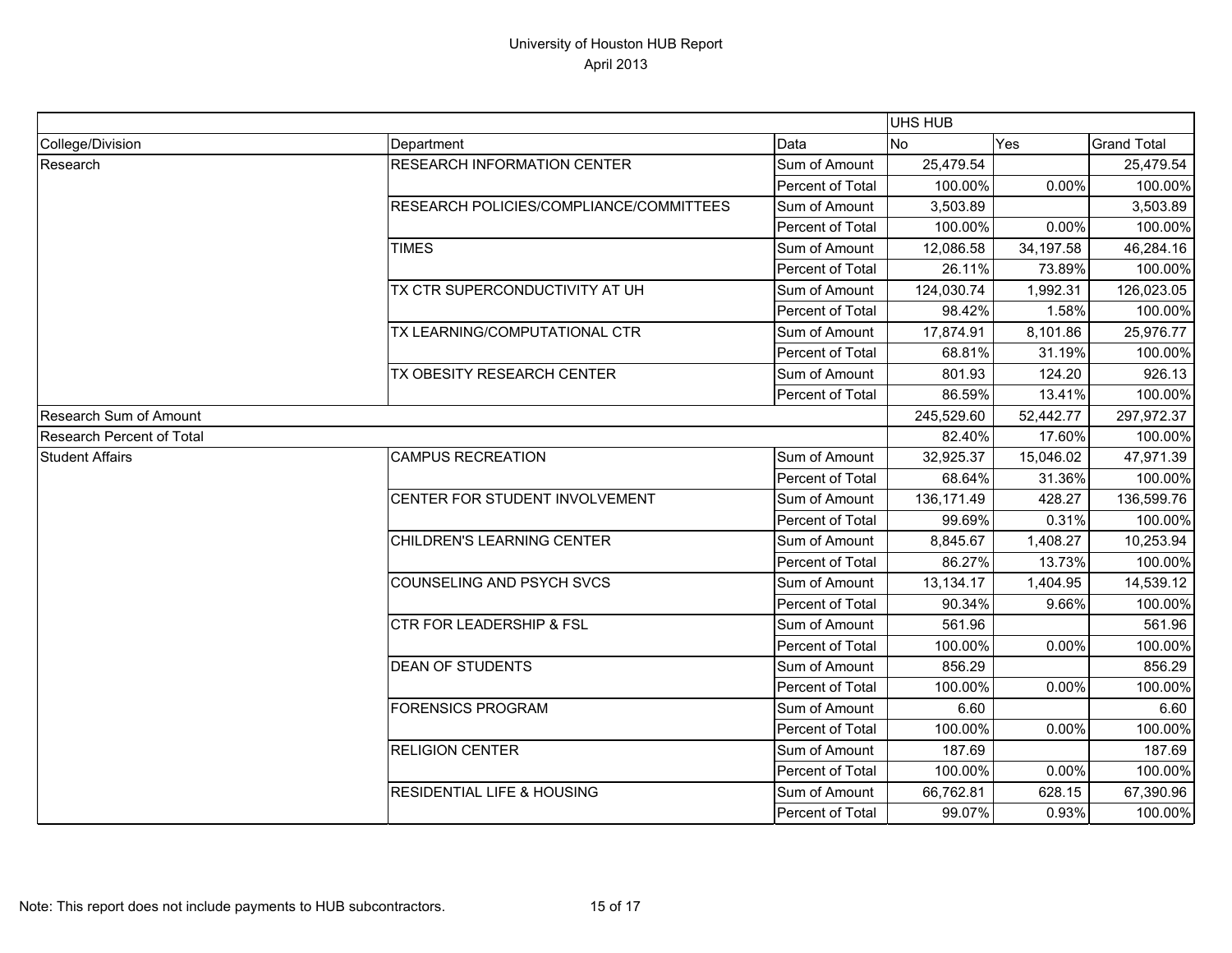# University of Houston HUB Report

April 2013

| | | | UHS HUB | | |
|---|---|---|---|---|---|
| College/Division | Department | Data | No | Yes | Grand Total |
| Research | RESEARCH INFORMATION CENTER | Sum of Amount | 25,479.54 | | 25,479.54 |
| | | Percent of Total | 100.00% | 0.00% | 100.00% |
| | RESEARCH POLICIES/COMPLIANCE/COMMITTEES | Sum of Amount | 3,503.89 | | 3,503.89 |
| | | Percent of Total | 100.00% | 0.00% | 100.00% |
| | TIMES | Sum of Amount | 12,086.58 | 34,197.58 | 46,284.16 |
| | | Percent of Total | 26.11% | 73.89% | 100.00% |
| | TX CTR SUPERCONDUCTIVITY AT UH | Sum of Amount | 124,030.74 | 1,992.31 | 126,023.05 |
| | | Percent of Total | 98.42% | 1.58% | 100.00% |
| | TX LEARNING/COMPUTATIONAL CTR | Sum of Amount | 17,874.91 | 8,101.86 | 25,976.77 |
| | | Percent of Total | 68.81% | 31.19% | 100.00% |
| | TX OBESITY RESEARCH CENTER | Sum of Amount | 801.93 | 124.20 | 926.13 |
| | | Percent of Total | 86.59% | 13.41% | 100.00% |
| Research Sum of Amount | | | 245,529.60 | 52,442.77 | 297,972.37 |
| Research Percent of Total | | | 82.40% | 17.60% | 100.00% |
| Student Affairs | CAMPUS RECREATION | Sum of Amount | 32,925.37 | 15,046.02 | 47,971.39 |
| | | Percent of Total | 68.64% | 31.36% | 100.00% |
| | CENTER FOR STUDENT INVOLVEMENT | Sum of Amount | 136,171.49 | 428.27 | 136,599.76 |
| | | Percent of Total | 99.69% | 0.31% | 100.00% |
| | CHILDREN'S LEARNING CENTER | Sum of Amount | 8,845.67 | 1,408.27 | 10,253.94 |
| | | Percent of Total | 86.27% | 13.73% | 100.00% |
| | COUNSELING AND PSYCH SVCS | Sum of Amount | 13,134.17 | 1,404.95 | 14,539.12 |
| | | Percent of Total | 90.34% | 9.66% | 100.00% |
| | CTR FOR LEADERSHIP & FSL | Sum of Amount | 561.96 | | 561.96 |
| | | Percent of Total | 100.00% | 0.00% | 100.00% |
| | DEAN OF STUDENTS | Sum of Amount | 856.29 | | 856.29 |
| | | Percent of Total | 100.00% | 0.00% | 100.00% |
| | FORENSICS PROGRAM | Sum of Amount | 6.60 | | 6.60 |
| | | Percent of Total | 100.00% | 0.00% | 100.00% |
| | RELIGION CENTER | Sum of Amount | 187.69 | | 187.69 |
| | | Percent of Total | 100.00% | 0.00% | 100.00% |
| | RESIDENTIAL LIFE & HOUSING | Sum of Amount | 66,762.81 | 628.15 | 67,390.96 |
| | | Percent of Total | 99.07% | 0.93% | 100.00% |

Note: This report does not include payments to HUB subcontractors.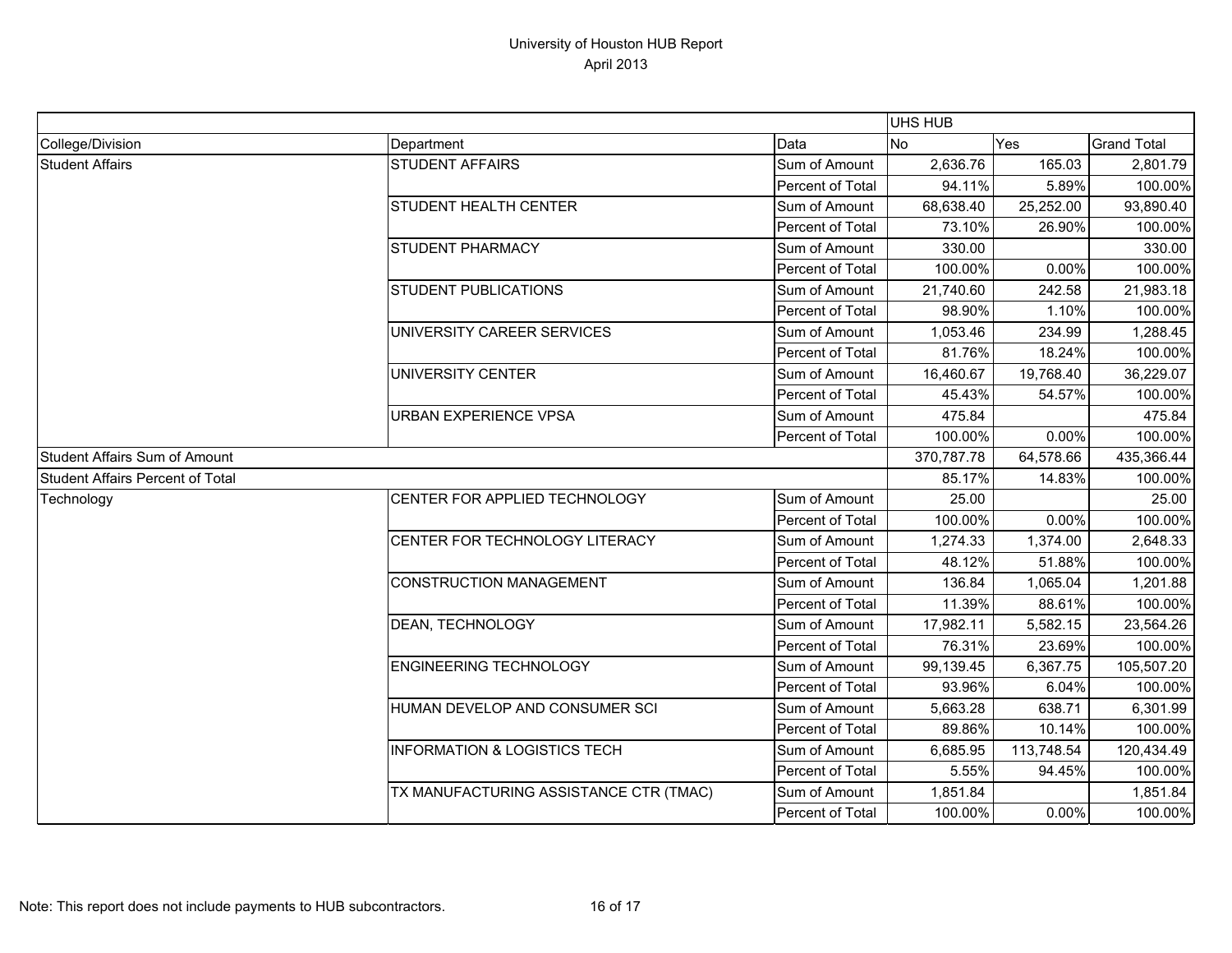# University of Houston HUB Report

April 2013

| | | | UHS HUB | | |
|---|---|---|---|---|---|
| College/Division | Department | Data | No | Yes | Grand Total |
| Student Affairs | STUDENT AFFAIRS | Sum of Amount | 2,636.76 | 165.03 | 2,801.79 |
| | | Percent of Total | 94.11% | 5.89% | 100.00% |
| | STUDENT HEALTH CENTER | Sum of Amount | 68,638.40 | 25,252.00 | 93,890.40 |
| | | Percent of Total | 73.10% | 26.90% | 100.00% |
| | STUDENT PHARMACY | Sum of Amount | 330.00 | | 330.00 |
| | | Percent of Total | 100.00% | 0.00% | 100.00% |
| | STUDENT PUBLICATIONS | Sum of Amount | 21,740.60 | 242.58 | 21,983.18 |
| | | Percent of Total | 98.90% | 1.10% | 100.00% |
| | UNIVERSITY CAREER SERVICES | Sum of Amount | 1,053.46 | 234.99 | 1,288.45 |
| | | Percent of Total | 81.76% | 18.24% | 100.00% |
| | UNIVERSITY CENTER | Sum of Amount | 16,460.67 | 19,768.40 | 36,229.07 |
| | | Percent of Total | 45.43% | 54.57% | 100.00% |
| | URBAN EXPERIENCE VPSA | Sum of Amount | 475.84 | | 475.84 |
| | | Percent of Total | 100.00% | 0.00% | 100.00% |
| Student Affairs Sum of Amount | | | 370,787.78 | 64,578.66 | 435,366.44 |
| Student Affairs Percent of Total | | | 85.17% | 14.83% | 100.00% |
| Technology | CENTER FOR APPLIED TECHNOLOGY | Sum of Amount | 25.00 | | 25.00 |
| | | Percent of Total | 100.00% | 0.00% | 100.00% |
| | CENTER FOR TECHNOLOGY LITERACY | Sum of Amount | 1,274.33 | 1,374.00 | 2,648.33 |
| | | Percent of Total | 48.12% | 51.88% | 100.00% |
| | CONSTRUCTION MANAGEMENT | Sum of Amount | 136.84 | 1,065.04 | 1,201.88 |
| | | Percent of Total | 11.39% | 88.61% | 100.00% |
| | DEAN, TECHNOLOGY | Sum of Amount | 17,982.11 | 5,582.15 | 23,564.26 |
| | | Percent of Total | 76.31% | 23.69% | 100.00% |
| | ENGINEERING TECHNOLOGY | Sum of Amount | 99,139.45 | 6,367.75 | 105,507.20 |
| | | Percent of Total | 93.96% | 6.04% | 100.00% |
| | HUMAN DEVELOP AND CONSUMER SCI | Sum of Amount | 5,663.28 | 638.71 | 6,301.99 |
| | | Percent of Total | 89.86% | 10.14% | 100.00% |
| | INFORMATION & LOGISTICS TECH | Sum of Amount | 6,685.95 | 113,748.54 | 120,434.49 |
| | | Percent of Total | 5.55% | 94.45% | 100.00% |
| | TX MANUFACTURING ASSISTANCE CTR (TMAC) | Sum of Amount | 1,851.84 | | 1,851.84 |
| | | Percent of Total | 100.00% | 0.00% | 100.00% |

Note: This report does not include payments to HUB subcontractors.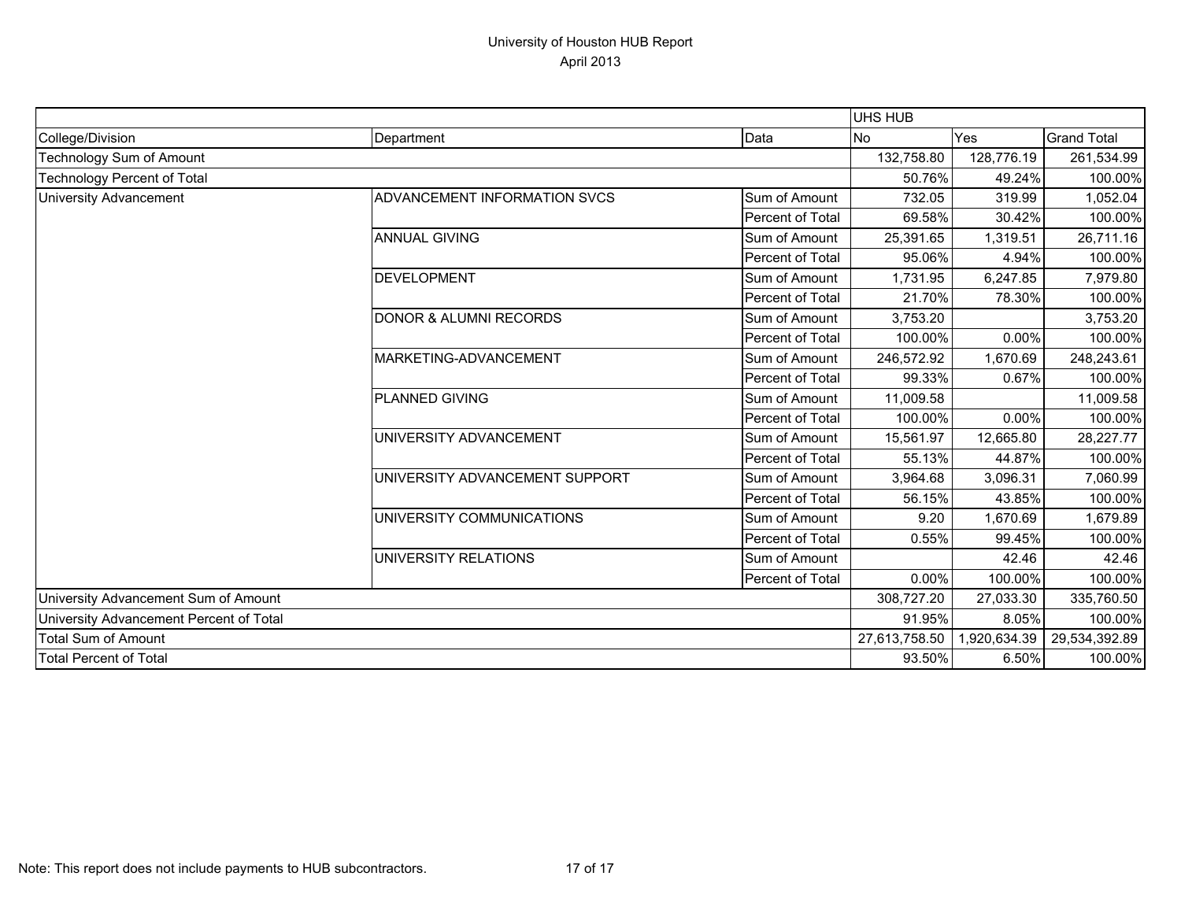University of Houston HUB Report
April 2013

| | | | UHS HUB | | |
|---|---|---|---|---|---|
| College/Division | Department | Data | No | Yes | Grand Total |
| Technology Sum of Amount | | | 132,758.80 | 128,776.19 | 261,534.99 |
| Technology Percent of Total | | | 50.76% | 49.24% | 100.00% |
| University Advancement | ADVANCEMENT INFORMATION SVCS | Sum of Amount | 732.05 | 319.99 | 1,052.04 |
| | | Percent of Total | 69.58% | 30.42% | 100.00% |
| | ANNUAL GIVING | Sum of Amount | 25,391.65 | 1,319.51 | 26,711.16 |
| | | Percent of Total | 95.06% | 4.94% | 100.00% |
| | DEVELOPMENT | Sum of Amount | 1,731.95 | 6,247.85 | 7,979.80 |
| | | Percent of Total | 21.70% | 78.30% | 100.00% |
| | DONOR & ALUMNI RECORDS | Sum of Amount | 3,753.20 | | 3,753.20 |
| | | Percent of Total | 100.00% | 0.00% | 100.00% |
| | MARKETING-ADVANCEMENT | Sum of Amount | 246,572.92 | 1,670.69 | 248,243.61 |
| | | Percent of Total | 99.33% | 0.67% | 100.00% |
| | PLANNED GIVING | Sum of Amount | 11,009.58 | | 11,009.58 |
| | | Percent of Total | 100.00% | 0.00% | 100.00% |
| | UNIVERSITY ADVANCEMENT | Sum of Amount | 15,561.97 | 12,665.80 | 28,227.77 |
| | | Percent of Total | 55.13% | 44.87% | 100.00% |
| | UNIVERSITY ADVANCEMENT SUPPORT | Sum of Amount | 3,964.68 | 3,096.31 | 7,060.99 |
| | | Percent of Total | 56.15% | 43.85% | 100.00% |
| | UNIVERSITY COMMUNICATIONS | Sum of Amount | 9.20 | 1,670.69 | 1,679.89 |
| | | Percent of Total | 0.55% | 99.45% | 100.00% |
| | UNIVERSITY RELATIONS | Sum of Amount | | 42.46 | 42.46 |
| | | Percent of Total | 0.00% | 100.00% | 100.00% |
| University Advancement Sum of Amount | | | 308,727.20 | 27,033.30 | 335,760.50 |
| University Advancement Percent of Total | | | 91.95% | 8.05% | 100.00% |
| Total Sum of Amount | | | 27,613,758.50 | 1,920,634.39 | 29,534,392.89 |
| Total Percent of Total | | | 93.50% | 6.50% | 100.00% |

Note: This report does not include payments to HUB subcontractors.